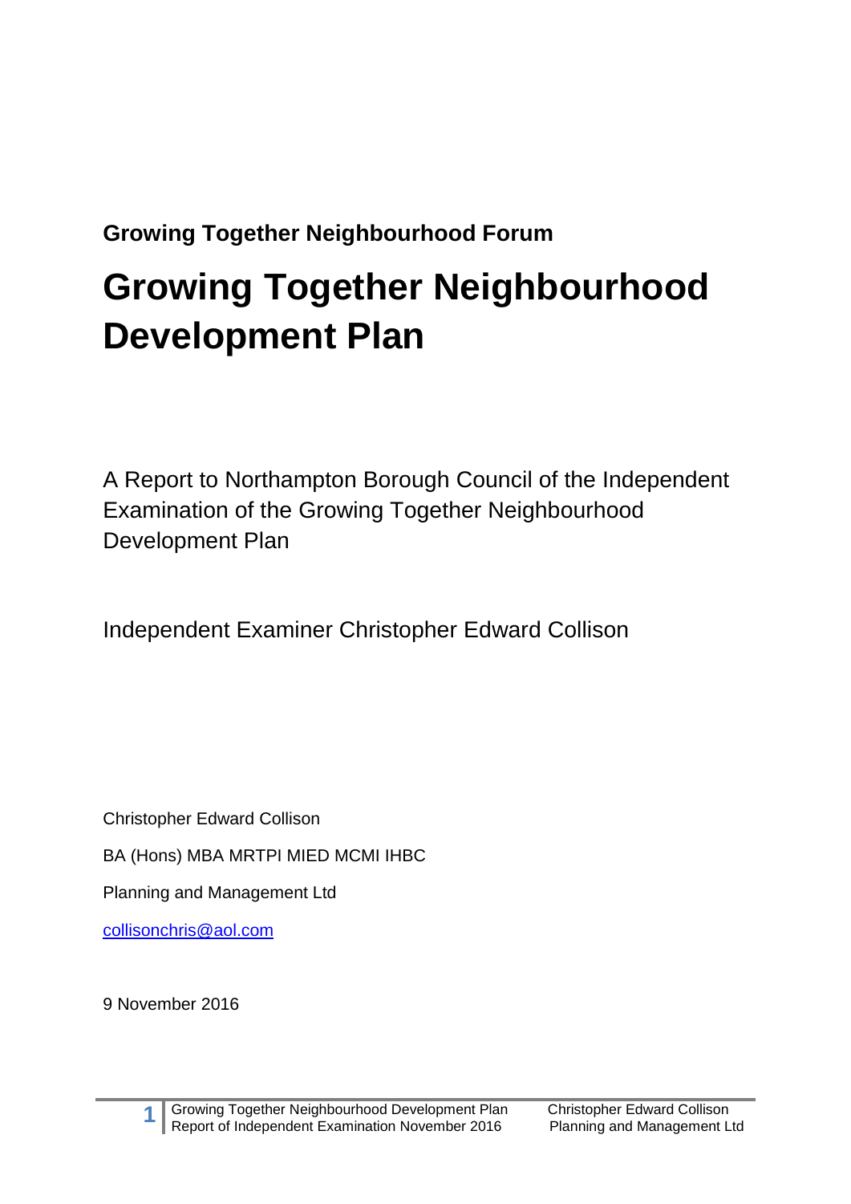**Growing Together Neighbourhood Forum**

# Growing Together Neighbourhood Development Plan

A Report to Northampton Borough Council of the Independent Examination of the Growing Together Neighbourhood Development Plan

Independent Examiner Christopher Edward Collison

Christopher Edward Collison

BA (Hons) MBA MRTPI MIED MCMI IHBC

Planning and Management Ltd

collisonchris@aol.com

9 November 2016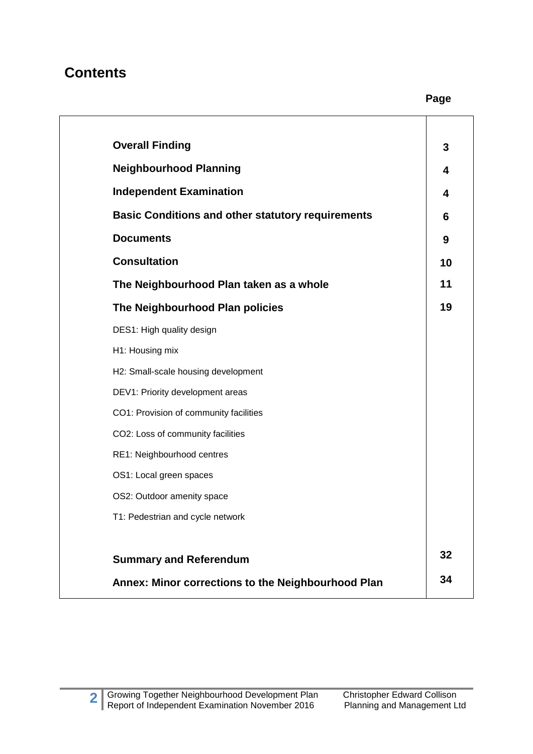## Contents

| | Page |
|---|---|
| **Overall Finding** | **3** |
| **Neighbourhood Planning** | **4** |
| **Independent Examination** | **4** |
| **Basic Conditions and other statutory requirements** | **6** |
| **Documents** | **9** |
| **Consultation** | **10** |
| **The Neighbourhood Plan taken as a whole** | **11** |
| **The Neighbourhood Plan policies** | **19** |
| DES1: High quality design | |
| H1: Housing mix | |
| H2: Small-scale housing development | |
| DEV1: Priority development areas | |
| CO1: Provision of community facilities | |
| CO2: Loss of community facilities | |
| RE1: Neighbourhood centres | |
| OS1: Local green spaces | |
| OS2: Outdoor amenity space | |
| T1: Pedestrian and cycle network | |
| **Summary and Referendum** | **32** |
| **Annex: Minor corrections to the Neighbourhood Plan** | **34** |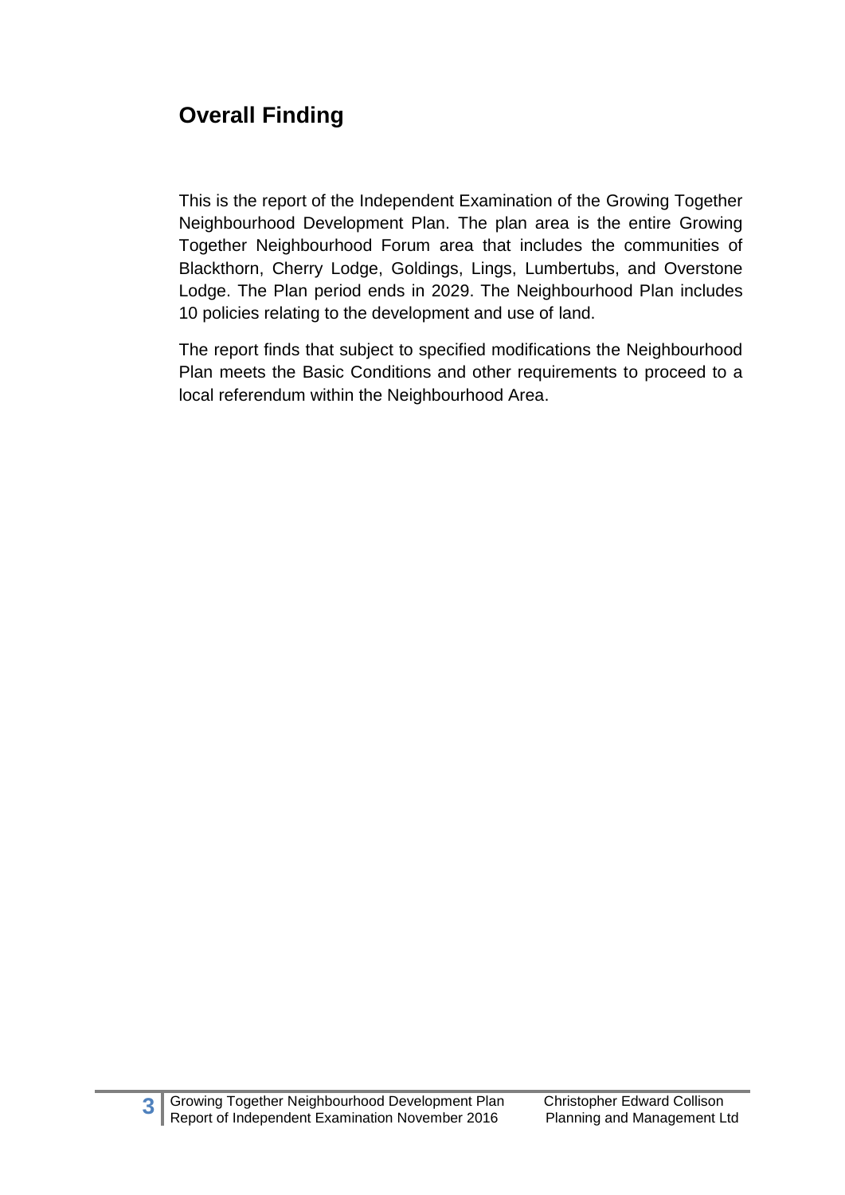## Overall Finding

This is the report of the Independent Examination of the Growing Together Neighbourhood Development Plan. The plan area is the entire Growing Together Neighbourhood Forum area that includes the communities of Blackthorn, Cherry Lodge, Goldings, Lings, Lumbertubs, and Overstone Lodge. The Plan period ends in 2029. The Neighbourhood Plan includes 10 policies relating to the development and use of land.

The report finds that subject to specified modifications the Neighbourhood Plan meets the Basic Conditions and other requirements to proceed to a local referendum within the Neighbourhood Area.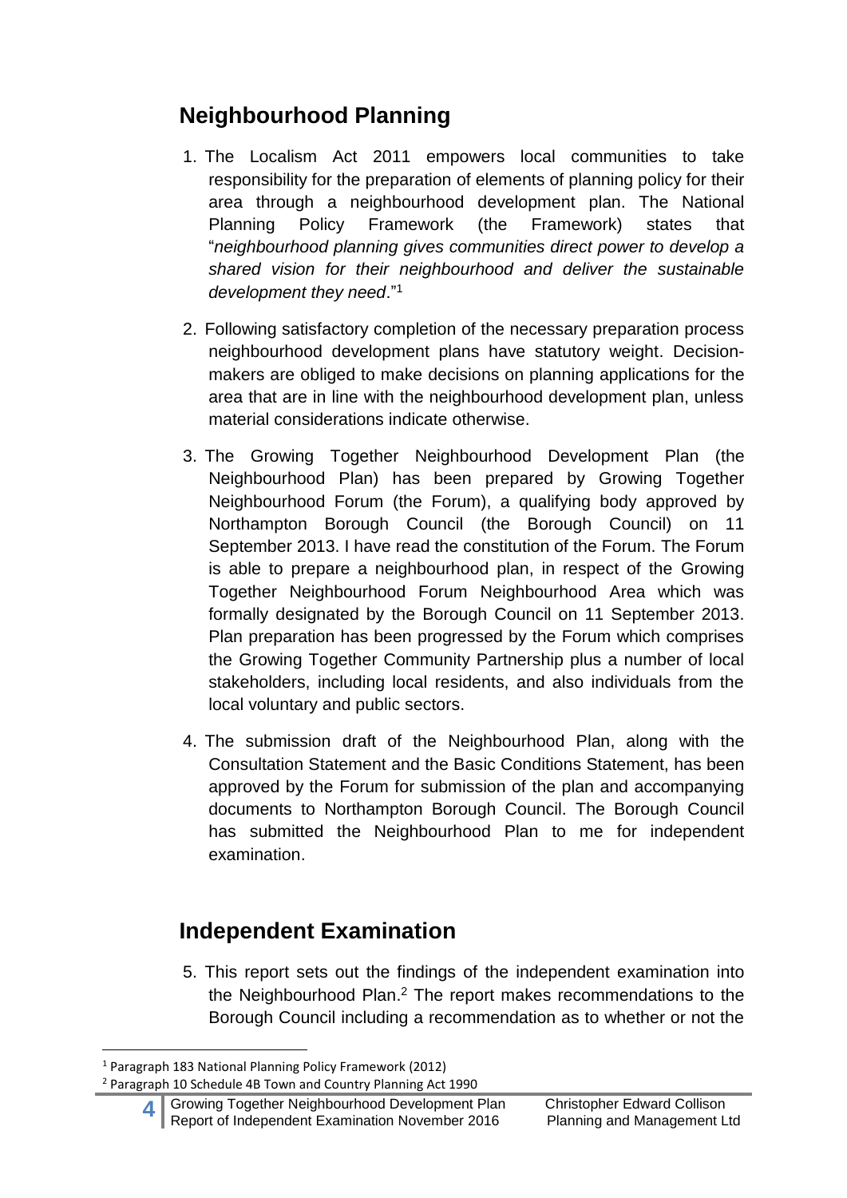## Neighbourhood Planning

1. The Localism Act 2011 empowers local communities to take responsibility for the preparation of elements of planning policy for their area through a neighbourhood development plan. The National Planning Policy Framework (the Framework) states that "*neighbourhood planning gives communities direct power to develop a shared vision for their neighbourhood and deliver the sustainable development they need*."[1]

2. Following satisfactory completion of the necessary preparation process neighbourhood development plans have statutory weight. Decision-makers are obliged to make decisions on planning applications for the area that are in line with the neighbourhood development plan, unless material considerations indicate otherwise.

3. The Growing Together Neighbourhood Development Plan (the Neighbourhood Plan) has been prepared by Growing Together Neighbourhood Forum (the Forum), a qualifying body approved by Northampton Borough Council (the Borough Council) on 11 September 2013. I have read the constitution of the Forum. The Forum is able to prepare a neighbourhood plan, in respect of the Growing Together Neighbourhood Forum Neighbourhood Area which was formally designated by the Borough Council on 11 September 2013. Plan preparation has been progressed by the Forum which comprises the Growing Together Community Partnership plus a number of local stakeholders, including local residents, and also individuals from the local voluntary and public sectors.

4. The submission draft of the Neighbourhood Plan, along with the Consultation Statement and the Basic Conditions Statement, has been approved by the Forum for submission of the plan and accompanying documents to Northampton Borough Council. The Borough Council has submitted the Neighbourhood Plan to me for independent examination.

## Independent Examination

5. This report sets out the findings of the independent examination into the Neighbourhood Plan.[2] The report makes recommendations to the Borough Council including a recommendation as to whether or not the

---

[1] Paragraph 183 National Planning Policy Framework (2012)

[2] Paragraph 10 Schedule 4B Town and Country Planning Act 1990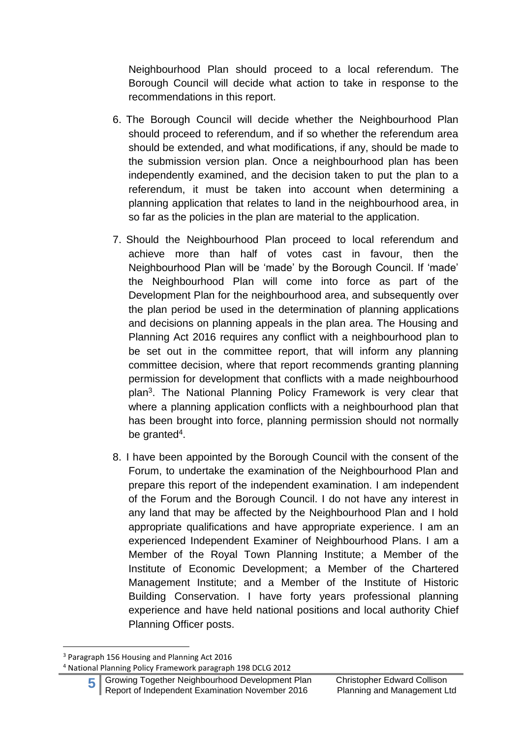Neighbourhood Plan should proceed to a local referendum. The Borough Council will decide what action to take in response to the recommendations in this report.

6. The Borough Council will decide whether the Neighbourhood Plan should proceed to referendum, and if so whether the referendum area should be extended, and what modifications, if any, should be made to the submission version plan. Once a neighbourhood plan has been independently examined, and the decision taken to put the plan to a referendum, it must be taken into account when determining a planning application that relates to land in the neighbourhood area, in so far as the policies in the plan are material to the application.

7. Should the Neighbourhood Plan proceed to local referendum and achieve more than half of votes cast in favour, then the Neighbourhood Plan will be 'made' by the Borough Council. If 'made' the Neighbourhood Plan will come into force as part of the Development Plan for the neighbourhood area, and subsequently over the plan period be used in the determination of planning applications and decisions on planning appeals in the plan area. The Housing and Planning Act 2016 requires any conflict with a neighbourhood plan to be set out in the committee report, that will inform any planning committee decision, where that report recommends granting planning permission for development that conflicts with a made neighbourhood plan[3]. The National Planning Policy Framework is very clear that where a planning application conflicts with a neighbourhood plan that has been brought into force, planning permission should not normally be granted[4].

8. I have been appointed by the Borough Council with the consent of the Forum, to undertake the examination of the Neighbourhood Plan and prepare this report of the independent examination. I am independent of the Forum and the Borough Council. I do not have any interest in any land that may be affected by the Neighbourhood Plan and I hold appropriate qualifications and have appropriate experience. I am an experienced Independent Examiner of Neighbourhood Plans. I am a Member of the Royal Town Planning Institute; a Member of the Institute of Economic Development; a Member of the Chartered Management Institute; and a Member of the Institute of Historic Building Conservation. I have forty years professional planning experience and have held national positions and local authority Chief Planning Officer posts.

[3] Paragraph 156 Housing and Planning Act 2016

[4] National Planning Policy Framework paragraph 198 DCLG 2012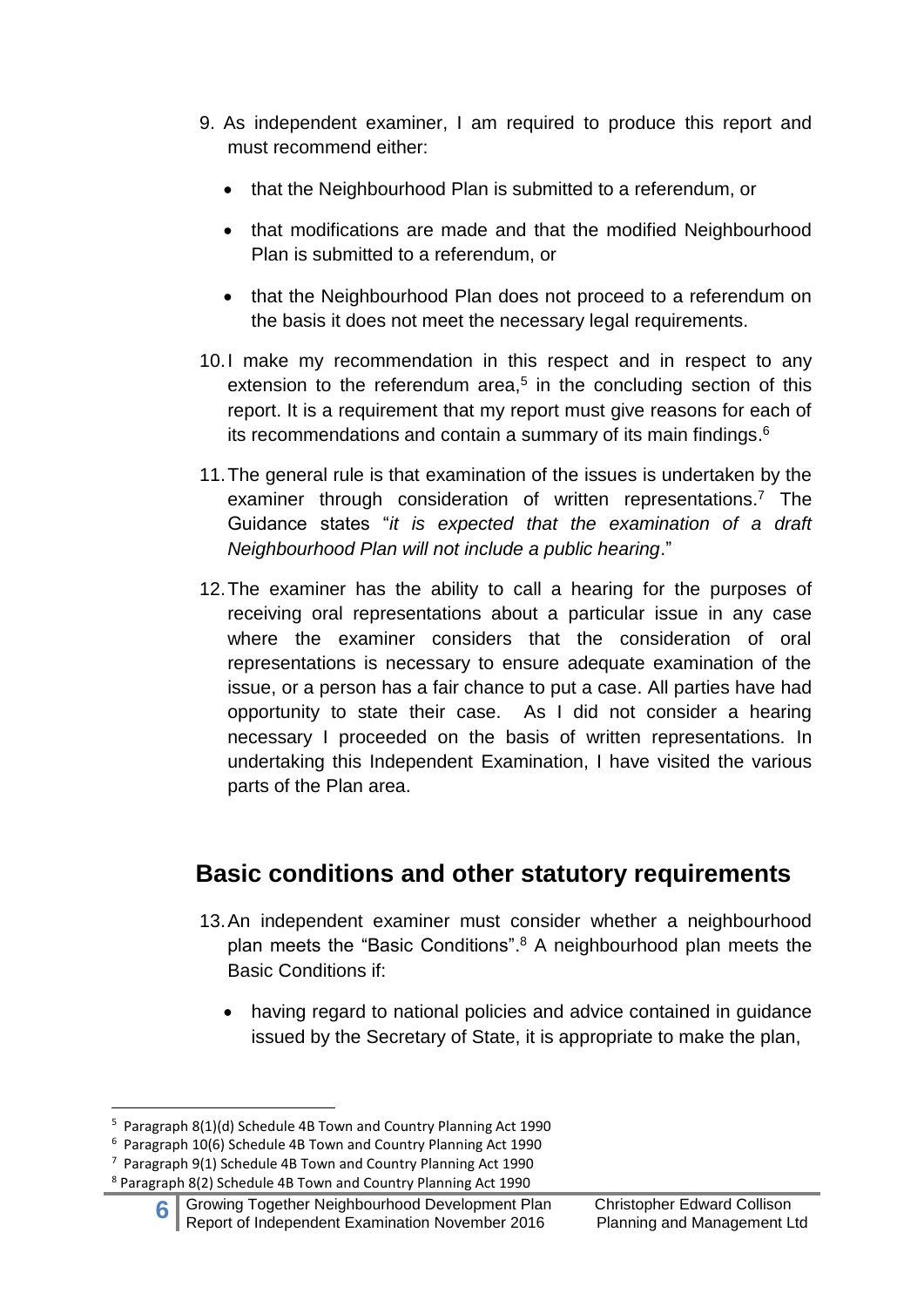9. As independent examiner, I am required to produce this report and must recommend either:

   - that the Neighbourhood Plan is submitted to a referendum, or
   - that modifications are made and that the modified Neighbourhood Plan is submitted to a referendum, or
   - that the Neighbourhood Plan does not proceed to a referendum on the basis it does not meet the necessary legal requirements.

10. I make my recommendation in this respect and in respect to any extension to the referendum area,[5] in the concluding section of this report. It is a requirement that my report must give reasons for each of its recommendations and contain a summary of its main findings.[6]

11. The general rule is that examination of the issues is undertaken by the examiner through consideration of written representations.[7] The Guidance states "*it is expected that the examination of a draft Neighbourhood Plan will not include a public hearing*."

12. The examiner has the ability to call a hearing for the purposes of receiving oral representations about a particular issue in any case where the examiner considers that the consideration of oral representations is necessary to ensure adequate examination of the issue, or a person has a fair chance to put a case. All parties have had opportunity to state their case. As I did not consider a hearing necessary I proceeded on the basis of written representations. In undertaking this Independent Examination, I have visited the various parts of the Plan area.

## Basic conditions and other statutory requirements

13. An independent examiner must consider whether a neighbourhood plan meets the "Basic Conditions".[8] A neighbourhood plan meets the Basic Conditions if:

   - having regard to national policies and advice contained in guidance issued by the Secretary of State, it is appropriate to make the plan,

---

[5] Paragraph 8(1)(d) Schedule 4B Town and Country Planning Act 1990

[6] Paragraph 10(6) Schedule 4B Town and Country Planning Act 1990

[7] Paragraph 9(1) Schedule 4B Town and Country Planning Act 1990

[8] Paragraph 8(2) Schedule 4B Town and Country Planning Act 1990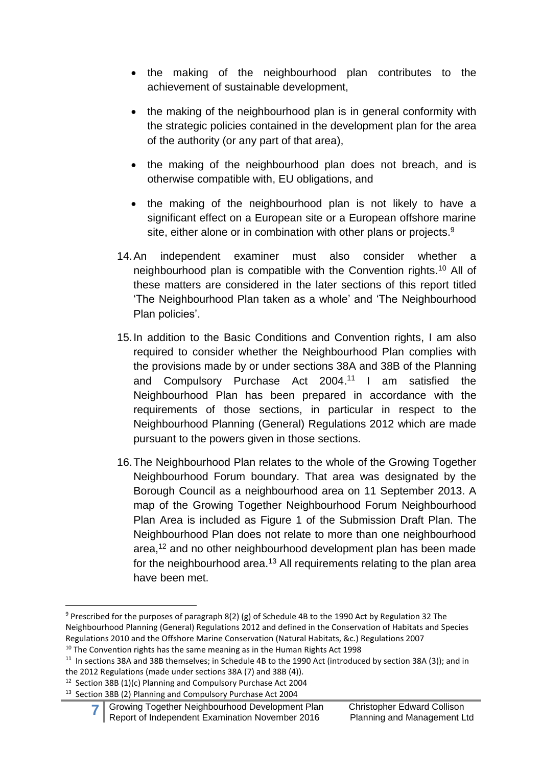- the making of the neighbourhood plan contributes to the achievement of sustainable development,
- the making of the neighbourhood plan is in general conformity with the strategic policies contained in the development plan for the area of the authority (or any part of that area),
- the making of the neighbourhood plan does not breach, and is otherwise compatible with, EU obligations, and
- the making of the neighbourhood plan is not likely to have a significant effect on a European site or a European offshore marine site, either alone or in combination with other plans or projects.[9]

14. An independent examiner must also consider whether a neighbourhood plan is compatible with the Convention rights.[10] All of these matters are considered in the later sections of this report titled 'The Neighbourhood Plan taken as a whole' and 'The Neighbourhood Plan policies'.

15. In addition to the Basic Conditions and Convention rights, I am also required to consider whether the Neighbourhood Plan complies with the provisions made by or under sections 38A and 38B of the Planning and Compulsory Purchase Act 2004.[11] I am satisfied the Neighbourhood Plan has been prepared in accordance with the requirements of those sections, in particular in respect to the Neighbourhood Planning (General) Regulations 2012 which are made pursuant to the powers given in those sections.

16. The Neighbourhood Plan relates to the whole of the Growing Together Neighbourhood Forum boundary. That area was designated by the Borough Council as a neighbourhood area on 11 September 2013. A map of the Growing Together Neighbourhood Forum Neighbourhood Plan Area is included as Figure 1 of the Submission Draft Plan. The Neighbourhood Plan does not relate to more than one neighbourhood area,[12] and no other neighbourhood development plan has been made for the neighbourhood area.[13] All requirements relating to the plan area have been met.

---

[9] Prescribed for the purposes of paragraph 8(2) (g) of Schedule 4B to the 1990 Act by Regulation 32 The Neighbourhood Planning (General) Regulations 2012 and defined in the Conservation of Habitats and Species Regulations 2010 and the Offshore Marine Conservation (Natural Habitats, &c.) Regulations 2007

[10] The Convention rights has the same meaning as in the Human Rights Act 1998

[11] In sections 38A and 38B themselves; in Schedule 4B to the 1990 Act (introduced by section 38A (3)); and in the 2012 Regulations (made under sections 38A (7) and 38B (4)).

[12] Section 38B (1)(c) Planning and Compulsory Purchase Act 2004

[13] Section 38B (2) Planning and Compulsory Purchase Act 2004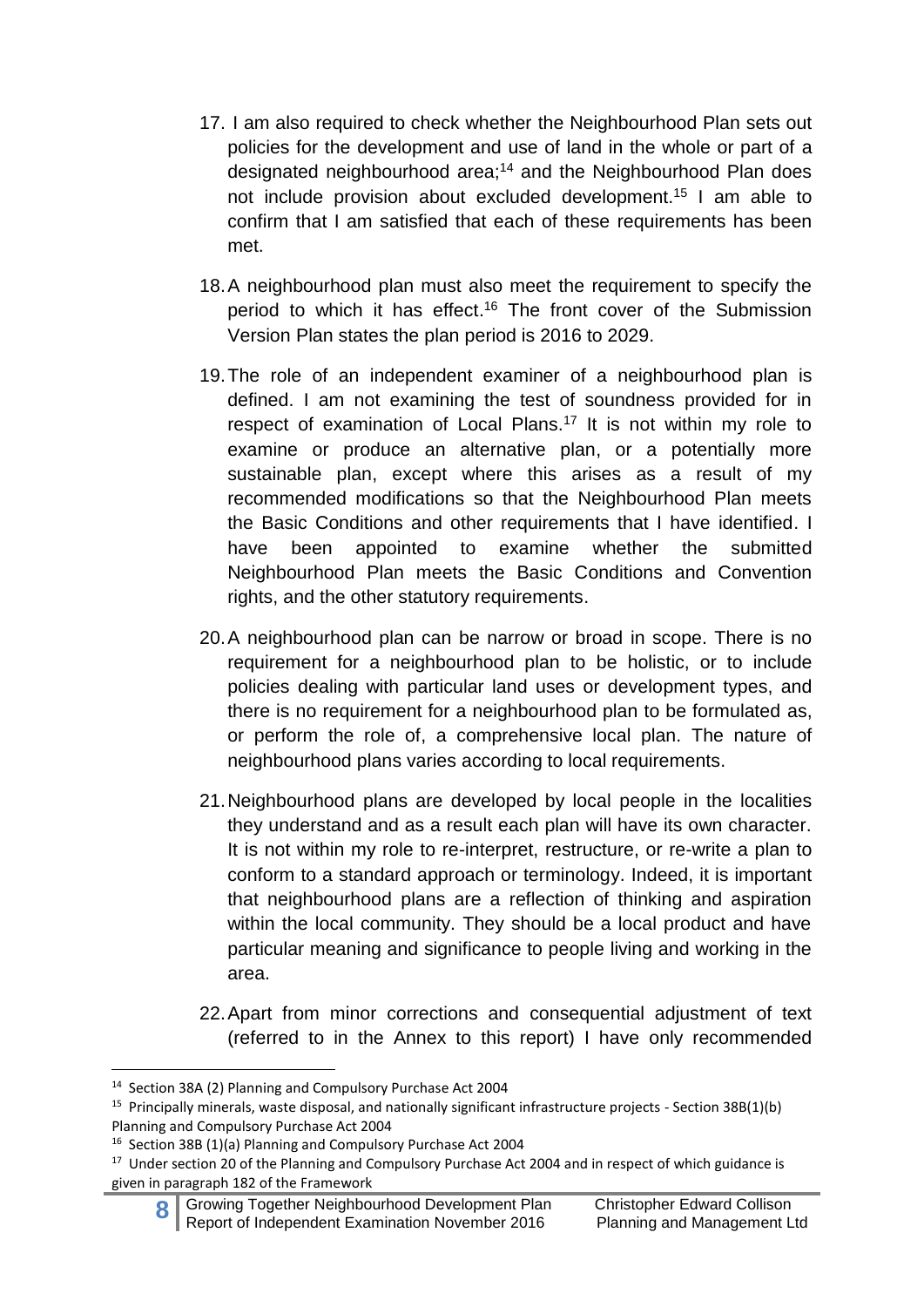17. I am also required to check whether the Neighbourhood Plan sets out policies for the development and use of land in the whole or part of a designated neighbourhood area;[14] and the Neighbourhood Plan does not include provision about excluded development.[15] I am able to confirm that I am satisfied that each of these requirements has been met.

18. A neighbourhood plan must also meet the requirement to specify the period to which it has effect.[16] The front cover of the Submission Version Plan states the plan period is 2016 to 2029.

19. The role of an independent examiner of a neighbourhood plan is defined. I am not examining the test of soundness provided for in respect of examination of Local Plans.[17] It is not within my role to examine or produce an alternative plan, or a potentially more sustainable plan, except where this arises as a result of my recommended modifications so that the Neighbourhood Plan meets the Basic Conditions and other requirements that I have identified. I have been appointed to examine whether the submitted Neighbourhood Plan meets the Basic Conditions and Convention rights, and the other statutory requirements.

20. A neighbourhood plan can be narrow or broad in scope. There is no requirement for a neighbourhood plan to be holistic, or to include policies dealing with particular land uses or development types, and there is no requirement for a neighbourhood plan to be formulated as, or perform the role of, a comprehensive local plan. The nature of neighbourhood plans varies according to local requirements.

21. Neighbourhood plans are developed by local people in the localities they understand and as a result each plan will have its own character. It is not within my role to re-interpret, restructure, or re-write a plan to conform to a standard approach or terminology. Indeed, it is important that neighbourhood plans are a reflection of thinking and aspiration within the local community. They should be a local product and have particular meaning and significance to people living and working in the area.

22. Apart from minor corrections and consequential adjustment of text (referred to in the Annex to this report) I have only recommended

---

[14] Section 38A (2) Planning and Compulsory Purchase Act 2004

[15] Principally minerals, waste disposal, and nationally significant infrastructure projects - Section 38B(1)(b) Planning and Compulsory Purchase Act 2004

[16] Section 38B (1)(a) Planning and Compulsory Purchase Act 2004

[17] Under section 20 of the Planning and Compulsory Purchase Act 2004 and in respect of which guidance is given in paragraph 182 of the Framework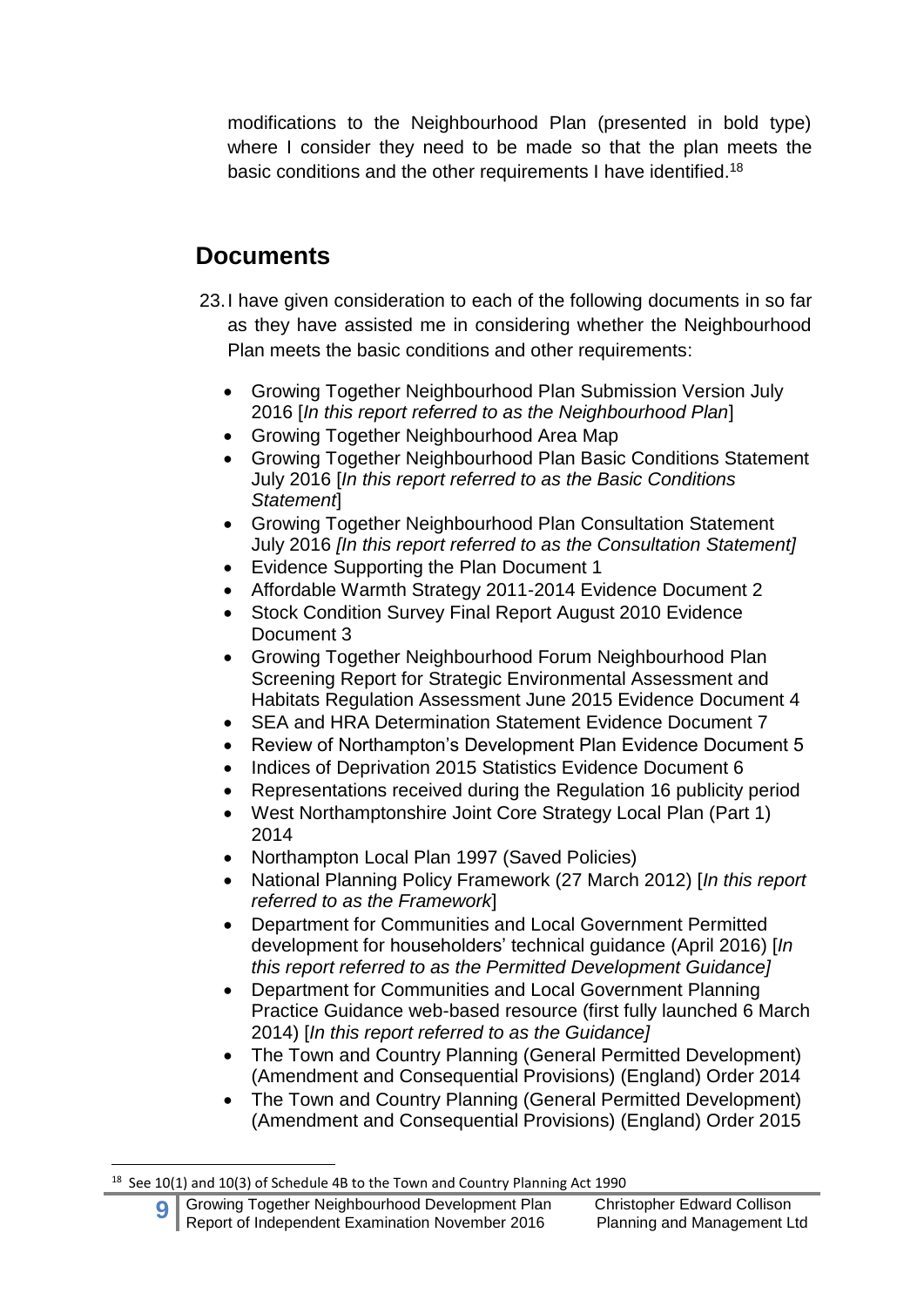modifications to the Neighbourhood Plan (presented in bold type) where I consider they need to be made so that the plan meets the basic conditions and the other requirements I have identified.[18]

## Documents

23. I have given consideration to each of the following documents in so far as they have assisted me in considering whether the Neighbourhood Plan meets the basic conditions and other requirements:

- Growing Together Neighbourhood Plan Submission Version July 2016 [*In this report referred to as the Neighbourhood Plan*]
- Growing Together Neighbourhood Area Map
- Growing Together Neighbourhood Plan Basic Conditions Statement July 2016 [*In this report referred to as the Basic Conditions Statement*]
- Growing Together Neighbourhood Plan Consultation Statement July 2016 *[In this report referred to as the Consultation Statement]*
- Evidence Supporting the Plan Document 1
- Affordable Warmth Strategy 2011-2014 Evidence Document 2
- Stock Condition Survey Final Report August 2010 Evidence Document 3
- Growing Together Neighbourhood Forum Neighbourhood Plan Screening Report for Strategic Environmental Assessment and Habitats Regulation Assessment June 2015 Evidence Document 4
- SEA and HRA Determination Statement Evidence Document 7
- Review of Northampton's Development Plan Evidence Document 5
- Indices of Deprivation 2015 Statistics Evidence Document 6
- Representations received during the Regulation 16 publicity period
- West Northamptonshire Joint Core Strategy Local Plan (Part 1) 2014
- Northampton Local Plan 1997 (Saved Policies)
- National Planning Policy Framework (27 March 2012) [*In this report referred to as the Framework*]
- Department for Communities and Local Government Permitted development for householders' technical guidance (April 2016) [*In this report referred to as the Permitted Development Guidance]*
- Department for Communities and Local Government Planning Practice Guidance web-based resource (first fully launched 6 March 2014) [*In this report referred to as the Guidance]*
- The Town and Country Planning (General Permitted Development) (Amendment and Consequential Provisions) (England) Order 2014
- The Town and Country Planning (General Permitted Development) (Amendment and Consequential Provisions) (England) Order 2015

---

[18] See 10(1) and 10(3) of Schedule 4B to the Town and Country Planning Act 1990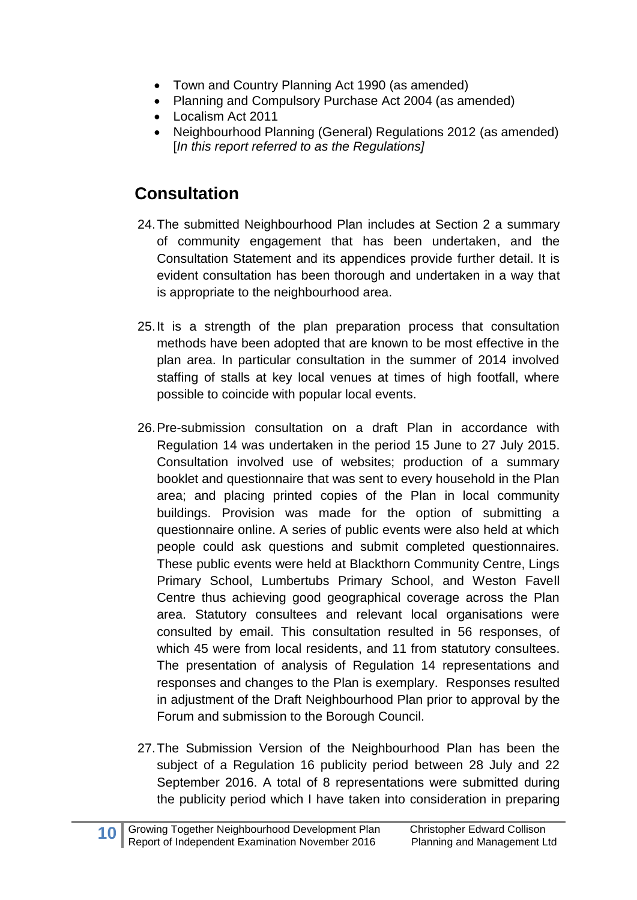- Town and Country Planning Act 1990 (as amended)
- Planning and Compulsory Purchase Act 2004 (as amended)
- Localism Act 2011
- Neighbourhood Planning (General) Regulations 2012 (as amended) [*In this report referred to as the Regulations]*

## Consultation

24. The submitted Neighbourhood Plan includes at Section 2 a summary of community engagement that has been undertaken, and the Consultation Statement and its appendices provide further detail. It is evident consultation has been thorough and undertaken in a way that is appropriate to the neighbourhood area.

25. It is a strength of the plan preparation process that consultation methods have been adopted that are known to be most effective in the plan area. In particular consultation in the summer of 2014 involved staffing of stalls at key local venues at times of high footfall, where possible to coincide with popular local events.

26. Pre-submission consultation on a draft Plan in accordance with Regulation 14 was undertaken in the period 15 June to 27 July 2015. Consultation involved use of websites; production of a summary booklet and questionnaire that was sent to every household in the Plan area; and placing printed copies of the Plan in local community buildings. Provision was made for the option of submitting a questionnaire online. A series of public events were also held at which people could ask questions and submit completed questionnaires. These public events were held at Blackthorn Community Centre, Lings Primary School, Lumbertubs Primary School, and Weston Favell Centre thus achieving good geographical coverage across the Plan area. Statutory consultees and relevant local organisations were consulted by email. This consultation resulted in 56 responses, of which 45 were from local residents, and 11 from statutory consultees. The presentation of analysis of Regulation 14 representations and responses and changes to the Plan is exemplary. Responses resulted in adjustment of the Draft Neighbourhood Plan prior to approval by the Forum and submission to the Borough Council.

27. The Submission Version of the Neighbourhood Plan has been the subject of a Regulation 16 publicity period between 28 July and 22 September 2016. A total of 8 representations were submitted during the publicity period which I have taken into consideration in preparing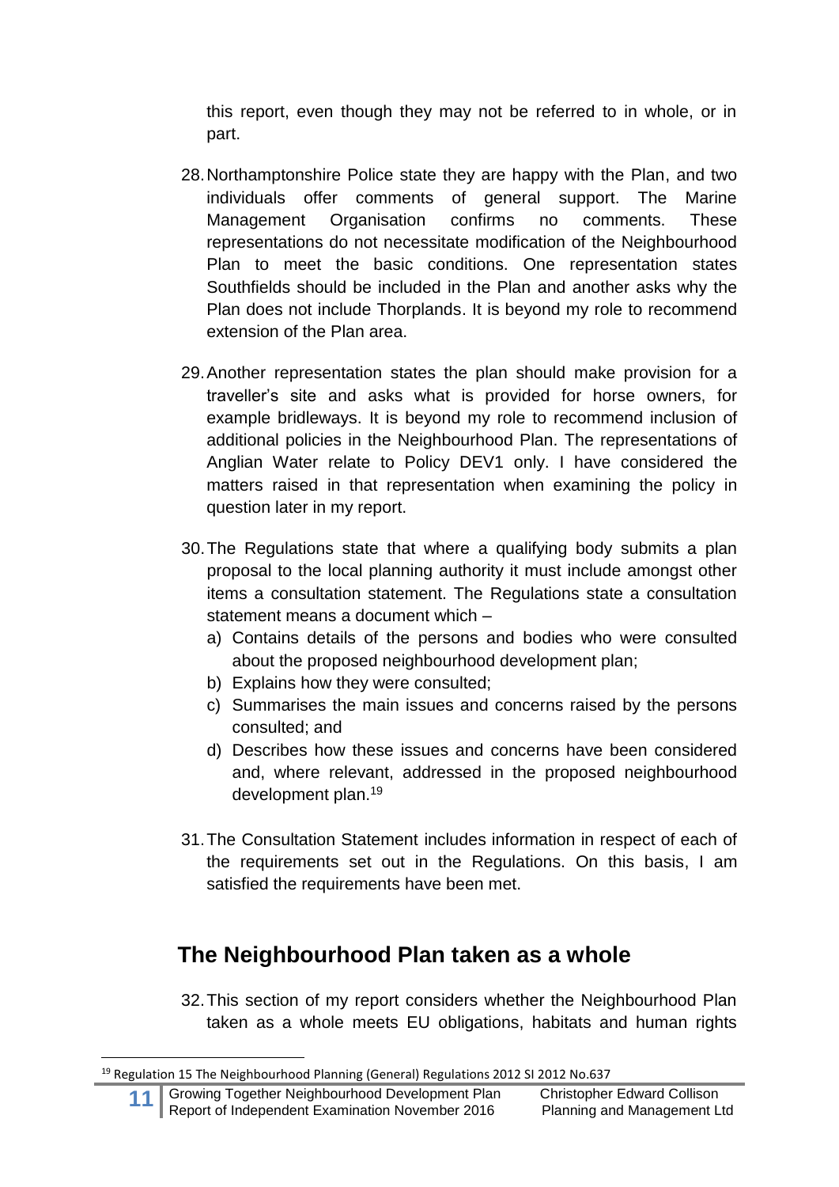this report, even though they may not be referred to in whole, or in part.

28. Northamptonshire Police state they are happy with the Plan, and two individuals offer comments of general support. The Marine Management Organisation confirms no comments. These representations do not necessitate modification of the Neighbourhood Plan to meet the basic conditions. One representation states Southfields should be included in the Plan and another asks why the Plan does not include Thorplands. It is beyond my role to recommend extension of the Plan area.

29. Another representation states the plan should make provision for a traveller's site and asks what is provided for horse owners, for example bridleways. It is beyond my role to recommend inclusion of additional policies in the Neighbourhood Plan. The representations of Anglian Water relate to Policy DEV1 only. I have considered the matters raised in that representation when examining the policy in question later in my report.

30. The Regulations state that where a qualifying body submits a plan proposal to the local planning authority it must include amongst other items a consultation statement. The Regulations state a consultation statement means a document which –
    a) Contains details of the persons and bodies who were consulted about the proposed neighbourhood development plan;
    b) Explains how they were consulted;
    c) Summarises the main issues and concerns raised by the persons consulted; and
    d) Describes how these issues and concerns have been considered and, where relevant, addressed in the proposed neighbourhood development plan.[19]

31. The Consultation Statement includes information in respect of each of the requirements set out in the Regulations. On this basis, I am satisfied the requirements have been met.

## The Neighbourhood Plan taken as a whole

32. This section of my report considers whether the Neighbourhood Plan taken as a whole meets EU obligations, habitats and human rights

[19] Regulation 15 The Neighbourhood Planning (General) Regulations 2012 SI 2012 No.637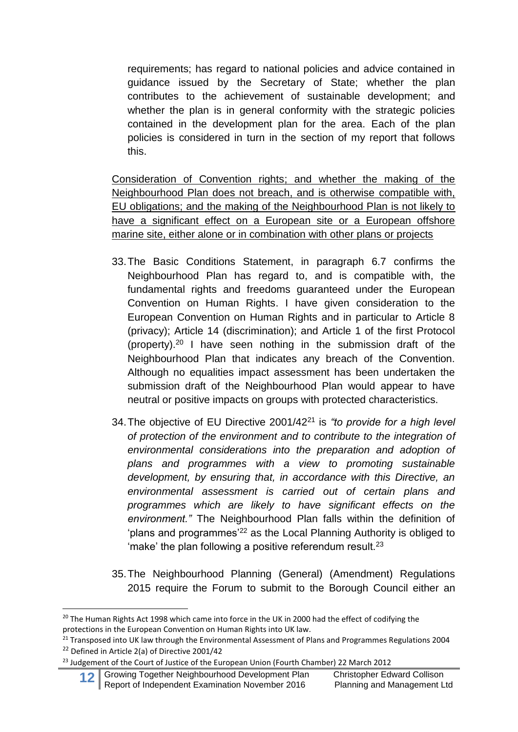requirements; has regard to national policies and advice contained in guidance issued by the Secretary of State; whether the plan contributes to the achievement of sustainable development; and whether the plan is in general conformity with the strategic policies contained in the development plan for the area. Each of the plan policies is considered in turn in the section of my report that follows this.

<u>Consideration of Convention rights; and whether the making of the Neighbourhood Plan does not breach, and is otherwise compatible with, EU obligations; and the making of the Neighbourhood Plan is not likely to have a significant effect on a European site or a European offshore marine site, either alone or in combination with other plans or projects</u>

33. The Basic Conditions Statement, in paragraph 6.7 confirms the Neighbourhood Plan has regard to, and is compatible with, the fundamental rights and freedoms guaranteed under the European Convention on Human Rights. I have given consideration to the European Convention on Human Rights and in particular to Article 8 (privacy); Article 14 (discrimination); and Article 1 of the first Protocol (property).[20] I have seen nothing in the submission draft of the Neighbourhood Plan that indicates any breach of the Convention. Although no equalities impact assessment has been undertaken the submission draft of the Neighbourhood Plan would appear to have neutral or positive impacts on groups with protected characteristics.

34. The objective of EU Directive 2001/42[21] is *"to provide for a high level of protection of the environment and to contribute to the integration of environmental considerations into the preparation and adoption of plans and programmes with a view to promoting sustainable development, by ensuring that, in accordance with this Directive, an environmental assessment is carried out of certain plans and programmes which are likely to have significant effects on the environment."* The Neighbourhood Plan falls within the definition of 'plans and programmes'[22] as the Local Planning Authority is obliged to 'make' the plan following a positive referendum result.[23]

35. The Neighbourhood Planning (General) (Amendment) Regulations 2015 require the Forum to submit to the Borough Council either an

---

[20] The Human Rights Act 1998 which came into force in the UK in 2000 had the effect of codifying the protections in the European Convention on Human Rights into UK law.

[21] Transposed into UK law through the Environmental Assessment of Plans and Programmes Regulations 2004

[22] Defined in Article 2(a) of Directive 2001/42

[23] Judgement of the Court of Justice of the European Union (Fourth Chamber) 22 March 2012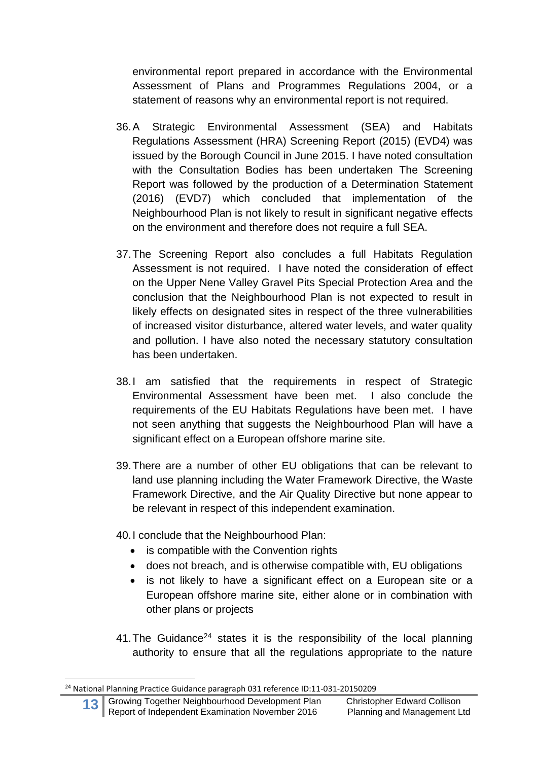environmental report prepared in accordance with the Environmental Assessment of Plans and Programmes Regulations 2004, or a statement of reasons why an environmental report is not required.

36. A Strategic Environmental Assessment (SEA) and Habitats Regulations Assessment (HRA) Screening Report (2015) (EVD4) was issued by the Borough Council in June 2015. I have noted consultation with the Consultation Bodies has been undertaken The Screening Report was followed by the production of a Determination Statement (2016) (EVD7) which concluded that implementation of the Neighbourhood Plan is not likely to result in significant negative effects on the environment and therefore does not require a full SEA.

37. The Screening Report also concludes a full Habitats Regulation Assessment is not required. I have noted the consideration of effect on the Upper Nene Valley Gravel Pits Special Protection Area and the conclusion that the Neighbourhood Plan is not expected to result in likely effects on designated sites in respect of the three vulnerabilities of increased visitor disturbance, altered water levels, and water quality and pollution. I have also noted the necessary statutory consultation has been undertaken.

38. I am satisfied that the requirements in respect of Strategic Environmental Assessment have been met. I also conclude the requirements of the EU Habitats Regulations have been met. I have not seen anything that suggests the Neighbourhood Plan will have a significant effect on a European offshore marine site.

39. There are a number of other EU obligations that can be relevant to land use planning including the Water Framework Directive, the Waste Framework Directive, and the Air Quality Directive but none appear to be relevant in respect of this independent examination.

40. I conclude that the Neighbourhood Plan:
    - is compatible with the Convention rights
    - does not breach, and is otherwise compatible with, EU obligations
    - is not likely to have a significant effect on a European site or a European offshore marine site, either alone or in combination with other plans or projects

41. The Guidance[24] states it is the responsibility of the local planning authority to ensure that all the regulations appropriate to the nature

[24] National Planning Practice Guidance paragraph 031 reference ID:11-031-20150209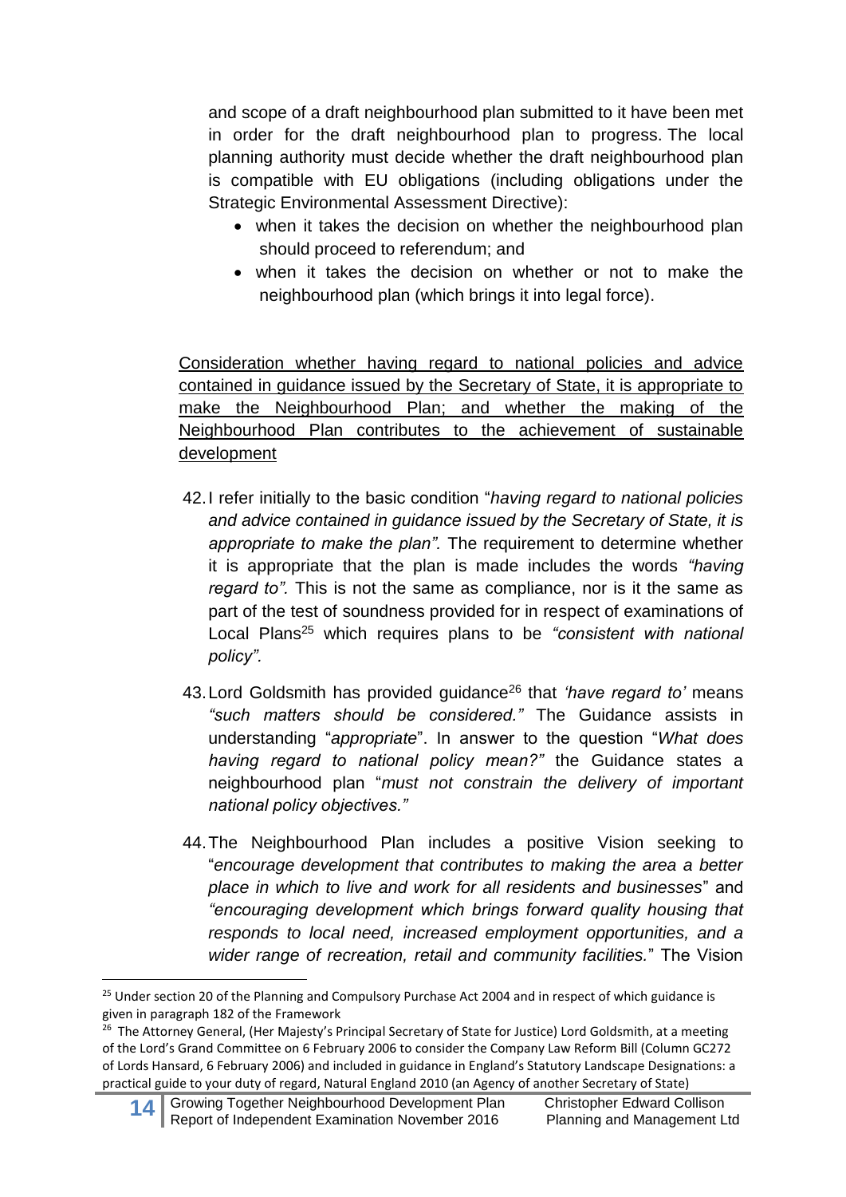and scope of a draft neighbourhood plan submitted to it have been met in order for the draft neighbourhood plan to progress. The local planning authority must decide whether the draft neighbourhood plan is compatible with EU obligations (including obligations under the Strategic Environmental Assessment Directive):

- when it takes the decision on whether the neighbourhood plan should proceed to referendum; and
- when it takes the decision on whether or not to make the neighbourhood plan (which brings it into legal force).

<u>Consideration whether having regard to national policies and advice contained in guidance issued by the Secretary of State, it is appropriate to make the Neighbourhood Plan; and whether the making of the Neighbourhood Plan contributes to the achievement of sustainable development</u>

42. I refer initially to the basic condition "*having regard to national policies and advice contained in guidance issued by the Secretary of State, it is appropriate to make the plan".* The requirement to determine whether it is appropriate that the plan is made includes the words *"having regard to".* This is not the same as compliance, nor is it the same as part of the test of soundness provided for in respect of examinations of Local Plans[25] which requires plans to be *"consistent with national policy".*

43. Lord Goldsmith has provided guidance[26] that *'have regard to'* means *"such matters should be considered."* The Guidance assists in understanding "*appropriate*". In answer to the question "*What does having regard to national policy mean?"* the Guidance states a neighbourhood plan "*must not constrain the delivery of important national policy objectives."*

44. The Neighbourhood Plan includes a positive Vision seeking to "*encourage development that contributes to making the area a better place in which to live and work for all residents and businesses*" and *"encouraging development which brings forward quality housing that responds to local need, increased employment opportunities, and a wider range of recreation, retail and community facilities.*" The Vision

---

[25] Under section 20 of the Planning and Compulsory Purchase Act 2004 and in respect of which guidance is given in paragraph 182 of the Framework

[26] The Attorney General, (Her Majesty's Principal Secretary of State for Justice) Lord Goldsmith, at a meeting of the Lord's Grand Committee on 6 February 2006 to consider the Company Law Reform Bill (Column GC272 of Lords Hansard, 6 February 2006) and included in guidance in England's Statutory Landscape Designations: a practical guide to your duty of regard, Natural England 2010 (an Agency of another Secretary of State)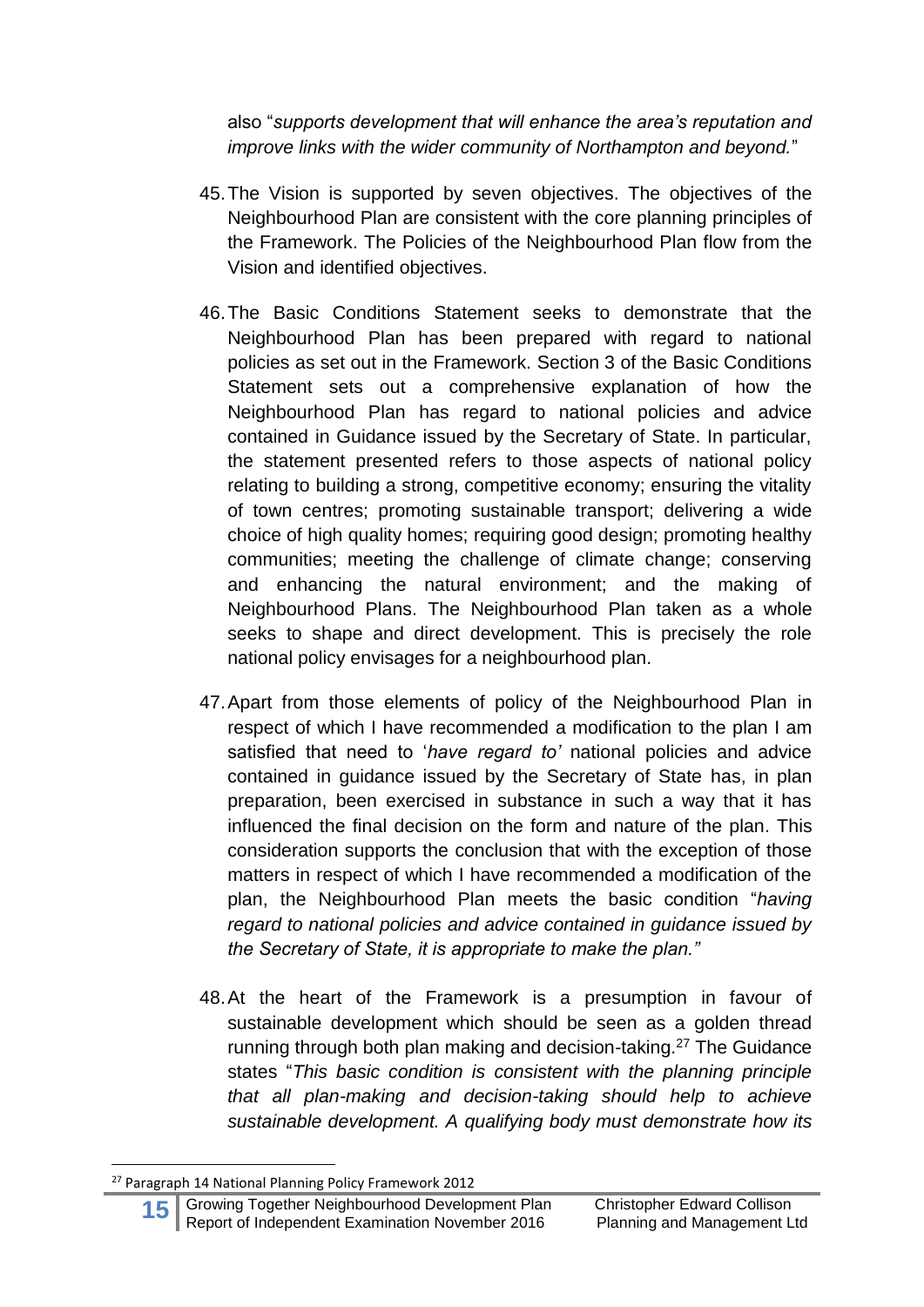also "*supports development that will enhance the area's reputation and improve links with the wider community of Northampton and beyond.*"

45. The Vision is supported by seven objectives. The objectives of the Neighbourhood Plan are consistent with the core planning principles of the Framework. The Policies of the Neighbourhood Plan flow from the Vision and identified objectives.

46. The Basic Conditions Statement seeks to demonstrate that the Neighbourhood Plan has been prepared with regard to national policies as set out in the Framework. Section 3 of the Basic Conditions Statement sets out a comprehensive explanation of how the Neighbourhood Plan has regard to national policies and advice contained in Guidance issued by the Secretary of State. In particular, the statement presented refers to those aspects of national policy relating to building a strong, competitive economy; ensuring the vitality of town centres; promoting sustainable transport; delivering a wide choice of high quality homes; requiring good design; promoting healthy communities; meeting the challenge of climate change; conserving and enhancing the natural environment; and the making of Neighbourhood Plans. The Neighbourhood Plan taken as a whole seeks to shape and direct development. This is precisely the role national policy envisages for a neighbourhood plan.

47. Apart from those elements of policy of the Neighbourhood Plan in respect of which I have recommended a modification to the plan I am satisfied that need to '*have regard to'* national policies and advice contained in guidance issued by the Secretary of State has, in plan preparation, been exercised in substance in such a way that it has influenced the final decision on the form and nature of the plan. This consideration supports the conclusion that with the exception of those matters in respect of which I have recommended a modification of the plan, the Neighbourhood Plan meets the basic condition "*having regard to national policies and advice contained in guidance issued by the Secretary of State, it is appropriate to make the plan."*

48. At the heart of the Framework is a presumption in favour of sustainable development which should be seen as a golden thread running through both plan making and decision-taking.[27] The Guidance states "*This basic condition is consistent with the planning principle that all plan-making and decision-taking should help to achieve sustainable development. A qualifying body must demonstrate how its*

[27] Paragraph 14 National Planning Policy Framework 2012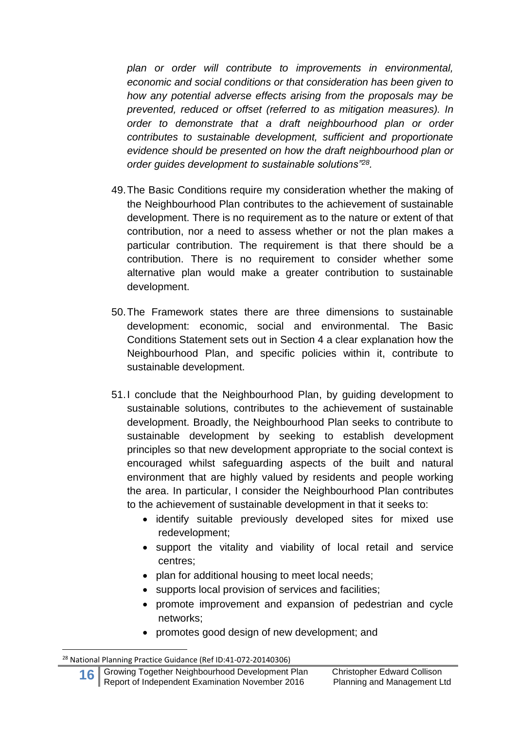*plan or order will contribute to improvements in environmental, economic and social conditions or that consideration has been given to how any potential adverse effects arising from the proposals may be prevented, reduced or offset (referred to as mitigation measures). In order to demonstrate that a draft neighbourhood plan or order contributes to sustainable development, sufficient and proportionate evidence should be presented on how the draft neighbourhood plan or order guides development to sustainable solutions"[28].*

49. The Basic Conditions require my consideration whether the making of the Neighbourhood Plan contributes to the achievement of sustainable development. There is no requirement as to the nature or extent of that contribution, nor a need to assess whether or not the plan makes a particular contribution. The requirement is that there should be a contribution. There is no requirement to consider whether some alternative plan would make a greater contribution to sustainable development.

50. The Framework states there are three dimensions to sustainable development: economic, social and environmental. The Basic Conditions Statement sets out in Section 4 a clear explanation how the Neighbourhood Plan, and specific policies within it, contribute to sustainable development.

51. I conclude that the Neighbourhood Plan, by guiding development to sustainable solutions, contributes to the achievement of sustainable development. Broadly, the Neighbourhood Plan seeks to contribute to sustainable development by seeking to establish development principles so that new development appropriate to the social context is encouraged whilst safeguarding aspects of the built and natural environment that are highly valued by residents and people working the area. In particular, I consider the Neighbourhood Plan contributes to the achievement of sustainable development in that it seeks to:
    - identify suitable previously developed sites for mixed use redevelopment;
    - support the vitality and viability of local retail and service centres;
    - plan for additional housing to meet local needs;
    - supports local provision of services and facilities;
    - promote improvement and expansion of pedestrian and cycle networks;
    - promotes good design of new development; and

[28] National Planning Practice Guidance (Ref ID:41-072-20140306)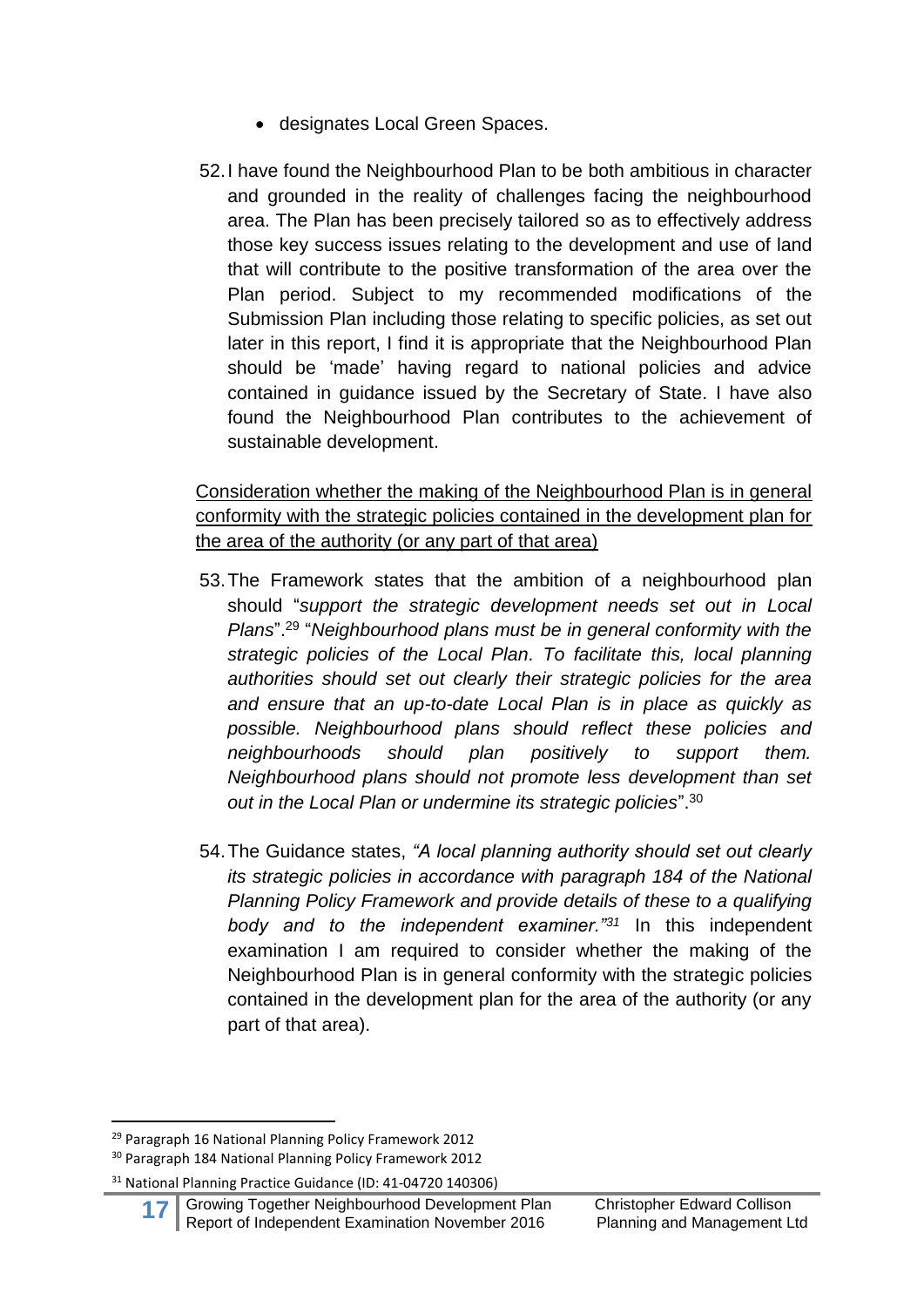- designates Local Green Spaces.

52. I have found the Neighbourhood Plan to be both ambitious in character and grounded in the reality of challenges facing the neighbourhood area. The Plan has been precisely tailored so as to effectively address those key success issues relating to the development and use of land that will contribute to the positive transformation of the area over the Plan period. Subject to my recommended modifications of the Submission Plan including those relating to specific policies, as set out later in this report, I find it is appropriate that the Neighbourhood Plan should be 'made' having regard to national policies and advice contained in guidance issued by the Secretary of State. I have also found the Neighbourhood Plan contributes to the achievement of sustainable development.

<u>Consideration whether the making of the Neighbourhood Plan is in general conformity with the strategic policies contained in the development plan for the area of the authority (or any part of that area)</u>

53. The Framework states that the ambition of a neighbourhood plan should "*support the strategic development needs set out in Local Plans*".[29] "*Neighbourhood plans must be in general conformity with the strategic policies of the Local Plan. To facilitate this, local planning authorities should set out clearly their strategic policies for the area and ensure that an up-to-date Local Plan is in place as quickly as possible. Neighbourhood plans should reflect these policies and neighbourhoods should plan positively to support them. Neighbourhood plans should not promote less development than set out in the Local Plan or undermine its strategic policies*".[30]

54. The Guidance states, *"A local planning authority should set out clearly its strategic policies in accordance with paragraph 184 of the National Planning Policy Framework and provide details of these to a qualifying body and to the independent examiner."*[31] In this independent examination I am required to consider whether the making of the Neighbourhood Plan is in general conformity with the strategic policies contained in the development plan for the area of the authority (or any part of that area).

---

[29] Paragraph 16 National Planning Policy Framework 2012

[30] Paragraph 184 National Planning Policy Framework 2012

[31] National Planning Practice Guidance (ID: 41-04720 140306)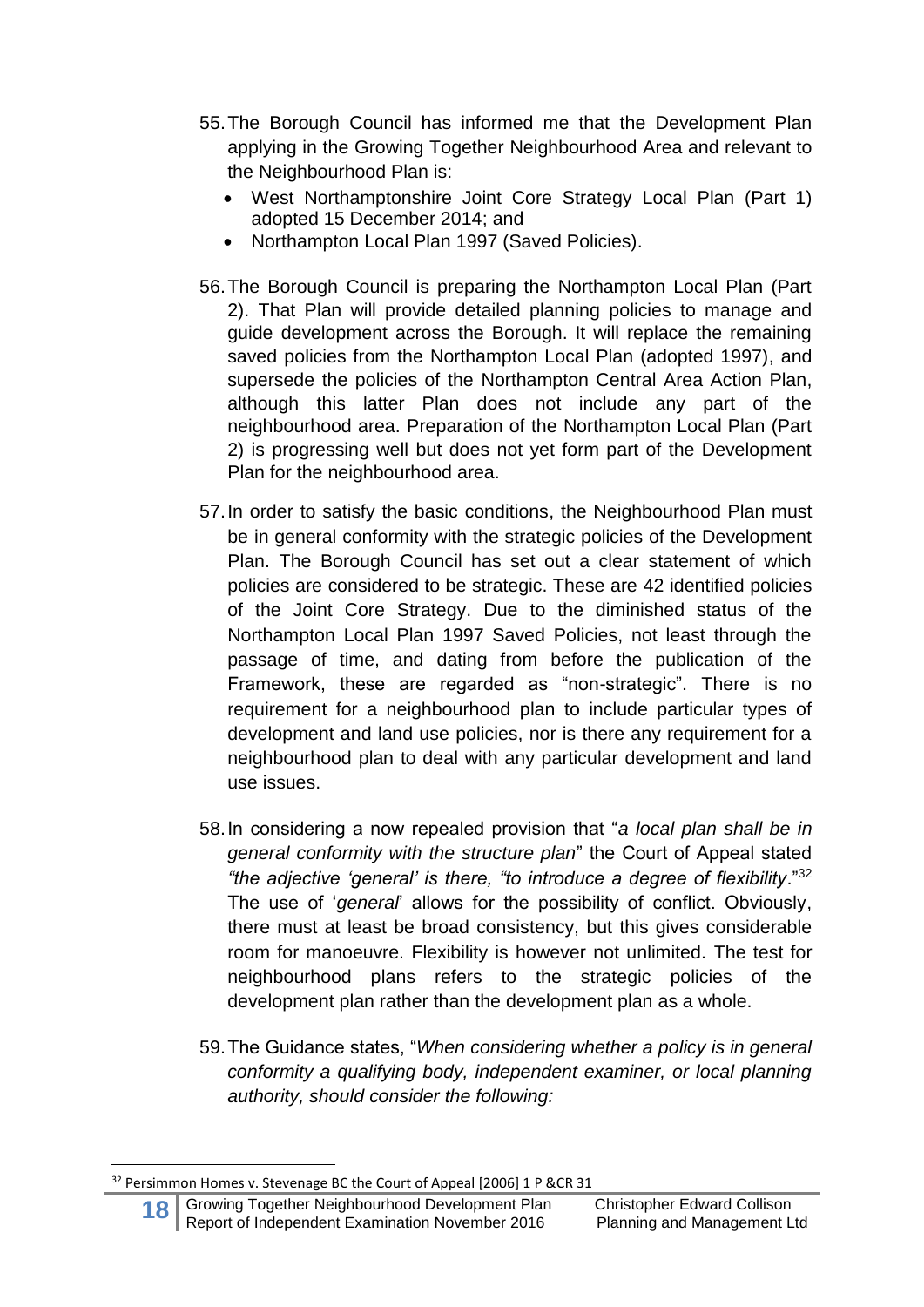55. The Borough Council has informed me that the Development Plan applying in the Growing Together Neighbourhood Area and relevant to the Neighbourhood Plan is:
    - West Northamptonshire Joint Core Strategy Local Plan (Part 1) adopted 15 December 2014; and
    - Northampton Local Plan 1997 (Saved Policies).

56. The Borough Council is preparing the Northampton Local Plan (Part 2). That Plan will provide detailed planning policies to manage and guide development across the Borough. It will replace the remaining saved policies from the Northampton Local Plan (adopted 1997), and supersede the policies of the Northampton Central Area Action Plan, although this latter Plan does not include any part of the neighbourhood area. Preparation of the Northampton Local Plan (Part 2) is progressing well but does not yet form part of the Development Plan for the neighbourhood area.

57. In order to satisfy the basic conditions, the Neighbourhood Plan must be in general conformity with the strategic policies of the Development Plan. The Borough Council has set out a clear statement of which policies are considered to be strategic. These are 42 identified policies of the Joint Core Strategy. Due to the diminished status of the Northampton Local Plan 1997 Saved Policies, not least through the passage of time, and dating from before the publication of the Framework, these are regarded as "non-strategic". There is no requirement for a neighbourhood plan to include particular types of development and land use policies, nor is there any requirement for a neighbourhood plan to deal with any particular development and land use issues.

58. In considering a now repealed provision that "*a local plan shall be in general conformity with the structure plan*" the Court of Appeal stated *"the adjective 'general' is there, "to introduce a degree of flexibility*."[32] The use of '*general*' allows for the possibility of conflict. Obviously, there must at least be broad consistency, but this gives considerable room for manoeuvre. Flexibility is however not unlimited. The test for neighbourhood plans refers to the strategic policies of the development plan rather than the development plan as a whole.

59. The Guidance states, "*When considering whether a policy is in general conformity a qualifying body, independent examiner, or local planning authority, should consider the following:*

[32] Persimmon Homes v. Stevenage BC the Court of Appeal [2006] 1 P &CR 31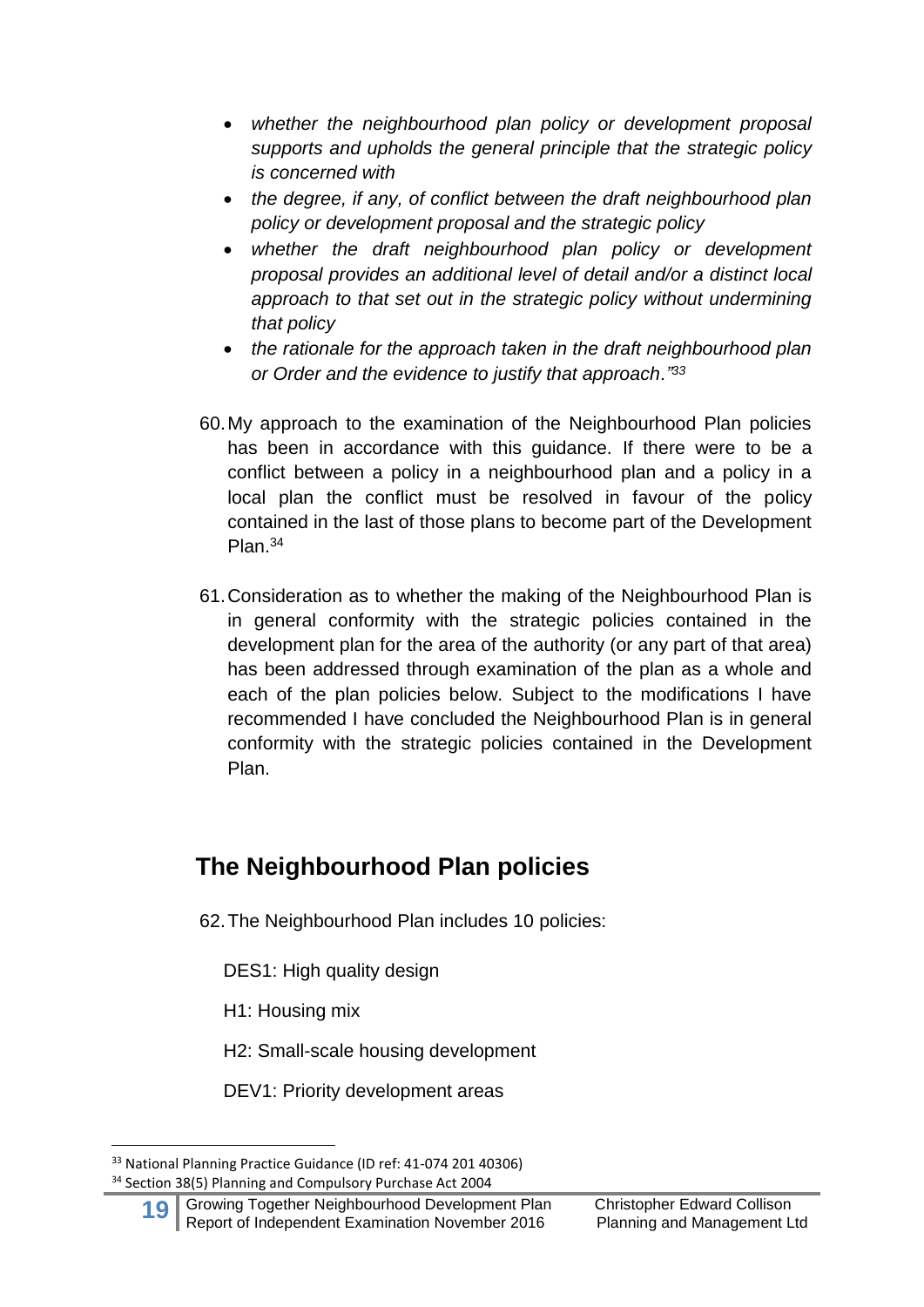- *whether the neighbourhood plan policy or development proposal supports and upholds the general principle that the strategic policy is concerned with*
- *the degree, if any, of conflict between the draft neighbourhood plan policy or development proposal and the strategic policy*
- *whether the draft neighbourhood plan policy or development proposal provides an additional level of detail and/or a distinct local approach to that set out in the strategic policy without undermining that policy*
- *the rationale for the approach taken in the draft neighbourhood plan or Order and the evidence to justify that approach."*[33]

60. My approach to the examination of the Neighbourhood Plan policies has been in accordance with this guidance. If there were to be a conflict between a policy in a neighbourhood plan and a policy in a local plan the conflict must be resolved in favour of the policy contained in the last of those plans to become part of the Development Plan.[34]

61. Consideration as to whether the making of the Neighbourhood Plan is in general conformity with the strategic policies contained in the development plan for the area of the authority (or any part of that area) has been addressed through examination of the plan as a whole and each of the plan policies below. Subject to the modifications I have recommended I have concluded the Neighbourhood Plan is in general conformity with the strategic policies contained in the Development Plan.

## The Neighbourhood Plan policies

62. The Neighbourhood Plan includes 10 policies:

DES1: High quality design

H1: Housing mix

H2: Small-scale housing development

DEV1: Priority development areas

---

[33] National Planning Practice Guidance (ID ref: 41-074 201 40306)

[34] Section 38(5) Planning and Compulsory Purchase Act 2004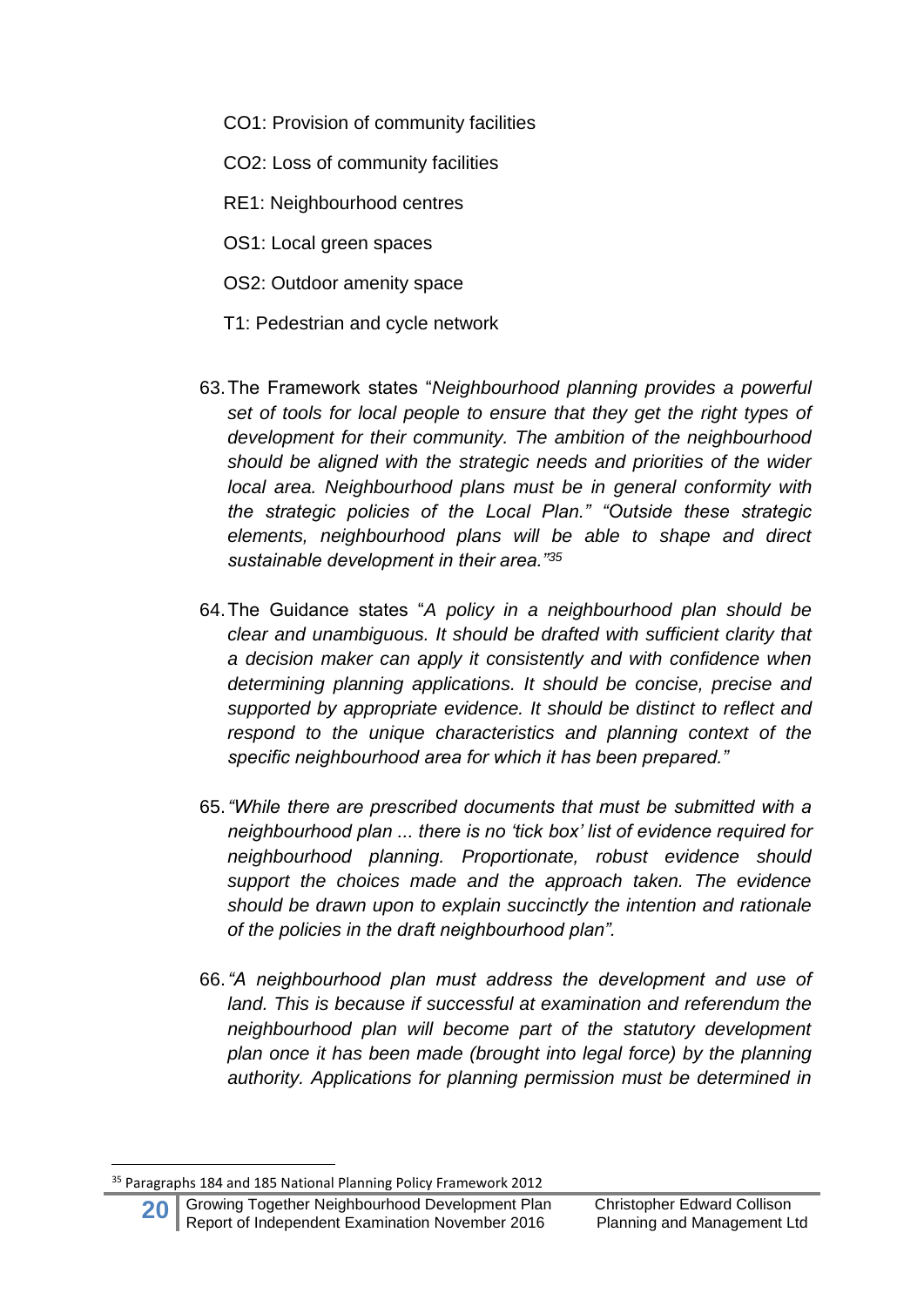CO1: Provision of community facilities

CO2: Loss of community facilities

RE1: Neighbourhood centres

OS1: Local green spaces

OS2: Outdoor amenity space

T1: Pedestrian and cycle network

63. The Framework states "*Neighbourhood planning provides a powerful set of tools for local people to ensure that they get the right types of development for their community. The ambition of the neighbourhood should be aligned with the strategic needs and priorities of the wider local area. Neighbourhood plans must be in general conformity with the strategic policies of the Local Plan." "Outside these strategic elements, neighbourhood plans will be able to shape and direct sustainable development in their area."*[35]

64. The Guidance states "*A policy in a neighbourhood plan should be clear and unambiguous. It should be drafted with sufficient clarity that a decision maker can apply it consistently and with confidence when determining planning applications. It should be concise, precise and supported by appropriate evidence. It should be distinct to reflect and respond to the unique characteristics and planning context of the specific neighbourhood area for which it has been prepared."*

65. *"While there are prescribed documents that must be submitted with a neighbourhood plan ... there is no 'tick box' list of evidence required for neighbourhood planning. Proportionate, robust evidence should support the choices made and the approach taken. The evidence should be drawn upon to explain succinctly the intention and rationale of the policies in the draft neighbourhood plan".*

66. *"A neighbourhood plan must address the development and use of land. This is because if successful at examination and referendum the neighbourhood plan will become part of the statutory development plan once it has been made (brought into legal force) by the planning authority. Applications for planning permission must be determined in*

[35] Paragraphs 184 and 185 National Planning Policy Framework 2012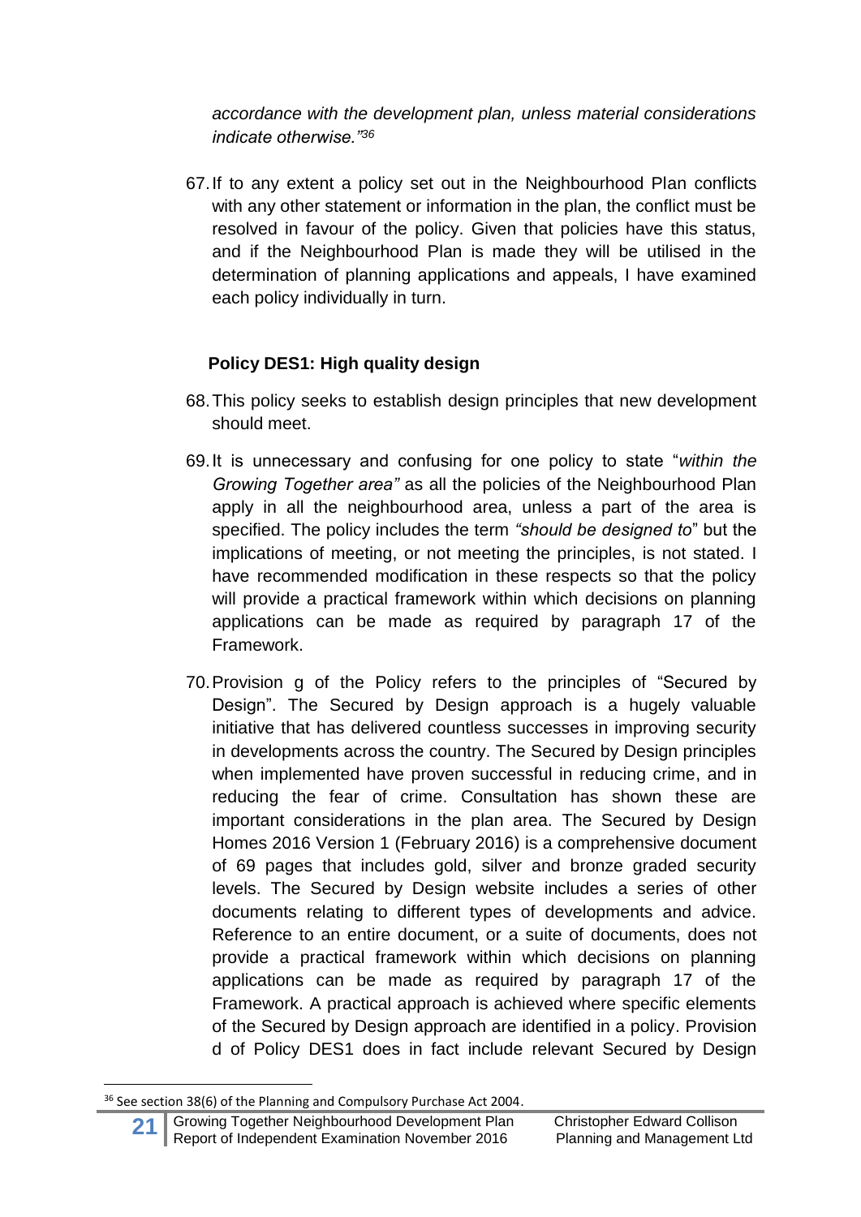*accordance with the development plan, unless material considerations indicate otherwise."*[36]

67. If to any extent a policy set out in the Neighbourhood Plan conflicts with any other statement or information in the plan, the conflict must be resolved in favour of the policy. Given that policies have this status, and if the Neighbourhood Plan is made they will be utilised in the determination of planning applications and appeals, I have examined each policy individually in turn.

**Policy DES1: High quality design**

68. This policy seeks to establish design principles that new development should meet.

69. It is unnecessary and confusing for one policy to state "*within the Growing Together area"* as all the policies of the Neighbourhood Plan apply in all the neighbourhood area, unless a part of the area is specified. The policy includes the term *"should be designed to*" but the implications of meeting, or not meeting the principles, is not stated. I have recommended modification in these respects so that the policy will provide a practical framework within which decisions on planning applications can be made as required by paragraph 17 of the Framework.

70. Provision g of the Policy refers to the principles of "Secured by Design". The Secured by Design approach is a hugely valuable initiative that has delivered countless successes in improving security in developments across the country. The Secured by Design principles when implemented have proven successful in reducing crime, and in reducing the fear of crime. Consultation has shown these are important considerations in the plan area. The Secured by Design Homes 2016 Version 1 (February 2016) is a comprehensive document of 69 pages that includes gold, silver and bronze graded security levels. The Secured by Design website includes a series of other documents relating to different types of developments and advice. Reference to an entire document, or a suite of documents, does not provide a practical framework within which decisions on planning applications can be made as required by paragraph 17 of the Framework. A practical approach is achieved where specific elements of the Secured by Design approach are identified in a policy. Provision d of Policy DES1 does in fact include relevant Secured by Design

[36] See section 38(6) of the Planning and Compulsory Purchase Act 2004.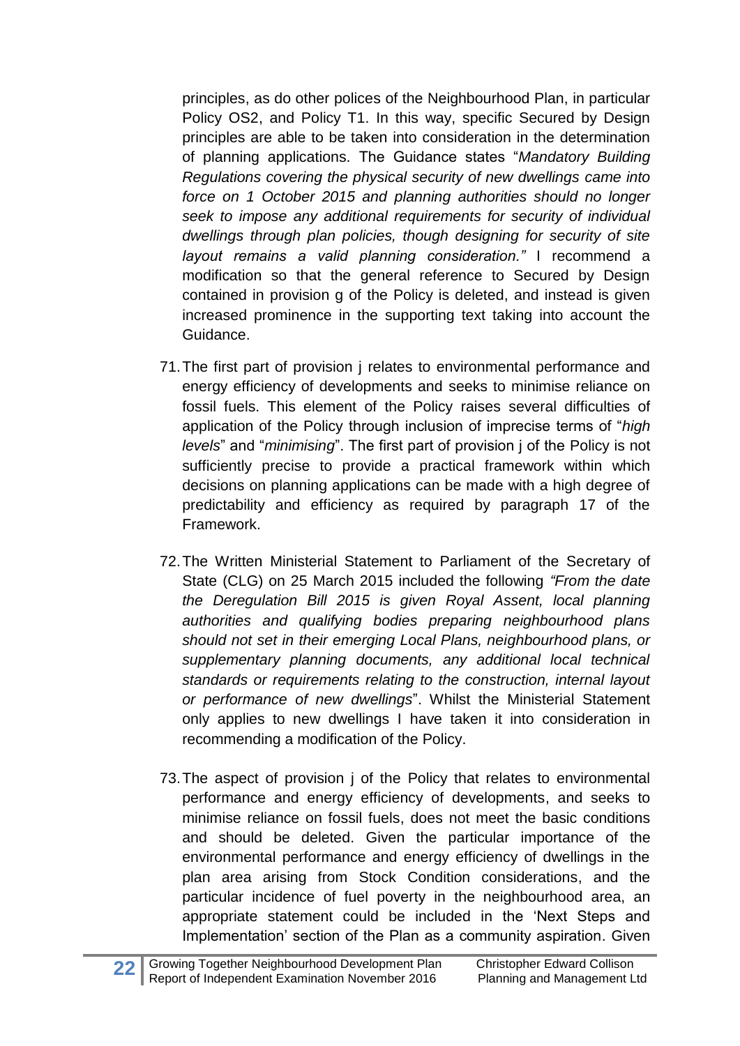principles, as do other polices of the Neighbourhood Plan, in particular Policy OS2, and Policy T1. In this way, specific Secured by Design principles are able to be taken into consideration in the determination of planning applications. The Guidance states "*Mandatory Building Regulations covering the physical security of new dwellings came into force on 1 October 2015 and planning authorities should no longer seek to impose any additional requirements for security of individual dwellings through plan policies, though designing for security of site layout remains a valid planning consideration."* I recommend a modification so that the general reference to Secured by Design contained in provision g of the Policy is deleted, and instead is given increased prominence in the supporting text taking into account the Guidance.

71. The first part of provision j relates to environmental performance and energy efficiency of developments and seeks to minimise reliance on fossil fuels. This element of the Policy raises several difficulties of application of the Policy through inclusion of imprecise terms of "*high levels*" and "*minimising*". The first part of provision j of the Policy is not sufficiently precise to provide a practical framework within which decisions on planning applications can be made with a high degree of predictability and efficiency as required by paragraph 17 of the Framework.

72. The Written Ministerial Statement to Parliament of the Secretary of State (CLG) on 25 March 2015 included the following *"From the date the Deregulation Bill 2015 is given Royal Assent, local planning authorities and qualifying bodies preparing neighbourhood plans should not set in their emerging Local Plans, neighbourhood plans, or supplementary planning documents, any additional local technical standards or requirements relating to the construction, internal layout or performance of new dwellings*". Whilst the Ministerial Statement only applies to new dwellings I have taken it into consideration in recommending a modification of the Policy.

73. The aspect of provision j of the Policy that relates to environmental performance and energy efficiency of developments, and seeks to minimise reliance on fossil fuels, does not meet the basic conditions and should be deleted. Given the particular importance of the environmental performance and energy efficiency of dwellings in the plan area arising from Stock Condition considerations, and the particular incidence of fuel poverty in the neighbourhood area, an appropriate statement could be included in the 'Next Steps and Implementation' section of the Plan as a community aspiration. Given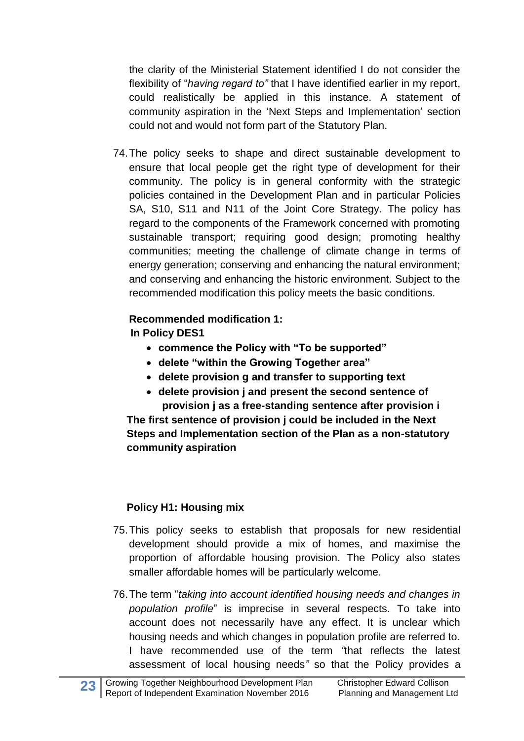the clarity of the Ministerial Statement identified I do not consider the flexibility of "*having regard to"* that I have identified earlier in my report, could realistically be applied in this instance. A statement of community aspiration in the 'Next Steps and Implementation' section could not and would not form part of the Statutory Plan.

74. The policy seeks to shape and direct sustainable development to ensure that local people get the right type of development for their community. The policy is in general conformity with the strategic policies contained in the Development Plan and in particular Policies SA, S10, S11 and N11 of the Joint Core Strategy. The policy has regard to the components of the Framework concerned with promoting sustainable transport; requiring good design; promoting healthy communities; meeting the challenge of climate change in terms of energy generation; conserving and enhancing the natural environment; and conserving and enhancing the historic environment. Subject to the recommended modification this policy meets the basic conditions.

**Recommended modification 1:**
**In Policy DES1**

- **commence the Policy with "To be supported"**
- **delete "within the Growing Together area"**
- **delete provision g and transfer to supporting text**
- **delete provision j and present the second sentence of provision j as a free-standing sentence after provision i**

**The first sentence of provision j could be included in the Next Steps and Implementation section of the Plan as a non-statutory community aspiration**

**Policy H1: Housing mix**

75. This policy seeks to establish that proposals for new residential development should provide a mix of homes, and maximise the proportion of affordable housing provision. The Policy also states smaller affordable homes will be particularly welcome.

76. The term "*taking into account identified housing needs and changes in population profile*" is imprecise in several respects. To take into account does not necessarily have any effect. It is unclear which housing needs and which changes in population profile are referred to. I have recommended use of the term *"*that reflects the latest assessment of local housing needs*"* so that the Policy provides a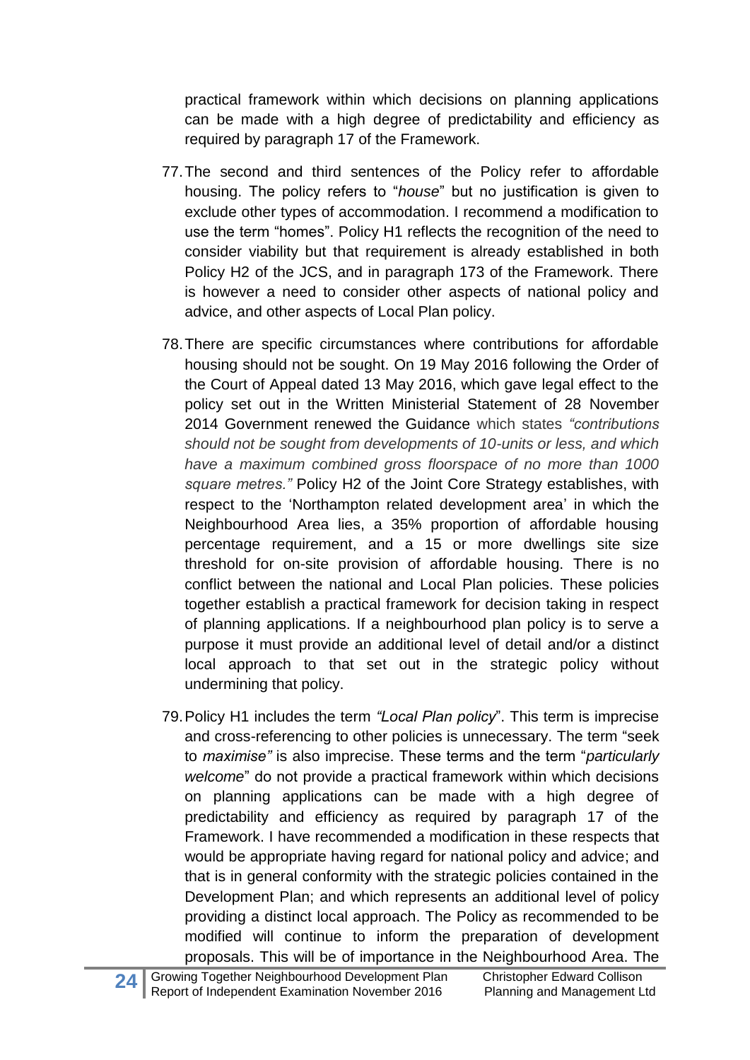practical framework within which decisions on planning applications can be made with a high degree of predictability and efficiency as required by paragraph 17 of the Framework.

77. The second and third sentences of the Policy refer to affordable housing. The policy refers to "*house*" but no justification is given to exclude other types of accommodation. I recommend a modification to use the term "homes". Policy H1 reflects the recognition of the need to consider viability but that requirement is already established in both Policy H2 of the JCS, and in paragraph 173 of the Framework. There is however a need to consider other aspects of national policy and advice, and other aspects of Local Plan policy.

78. There are specific circumstances where contributions for affordable housing should not be sought. On 19 May 2016 following the Order of the Court of Appeal dated 13 May 2016, which gave legal effect to the policy set out in the Written Ministerial Statement of 28 November 2014 Government renewed the Guidance which states *"contributions should not be sought from developments of 10-units or less, and which have a maximum combined gross floorspace of no more than 1000 square metres."* Policy H2 of the Joint Core Strategy establishes, with respect to the 'Northampton related development area' in which the Neighbourhood Area lies, a 35% proportion of affordable housing percentage requirement, and a 15 or more dwellings site size threshold for on-site provision of affordable housing. There is no conflict between the national and Local Plan policies. These policies together establish a practical framework for decision taking in respect of planning applications. If a neighbourhood plan policy is to serve a purpose it must provide an additional level of detail and/or a distinct local approach to that set out in the strategic policy without undermining that policy.

79. Policy H1 includes the term *"Local Plan policy*". This term is imprecise and cross-referencing to other policies is unnecessary. The term "seek to *maximise"* is also imprecise. These terms and the term "*particularly welcome*" do not provide a practical framework within which decisions on planning applications can be made with a high degree of predictability and efficiency as required by paragraph 17 of the Framework. I have recommended a modification in these respects that would be appropriate having regard for national policy and advice; and that is in general conformity with the strategic policies contained in the Development Plan; and which represents an additional level of policy providing a distinct local approach. The Policy as recommended to be modified will continue to inform the preparation of development proposals. This will be of importance in the Neighbourhood Area. The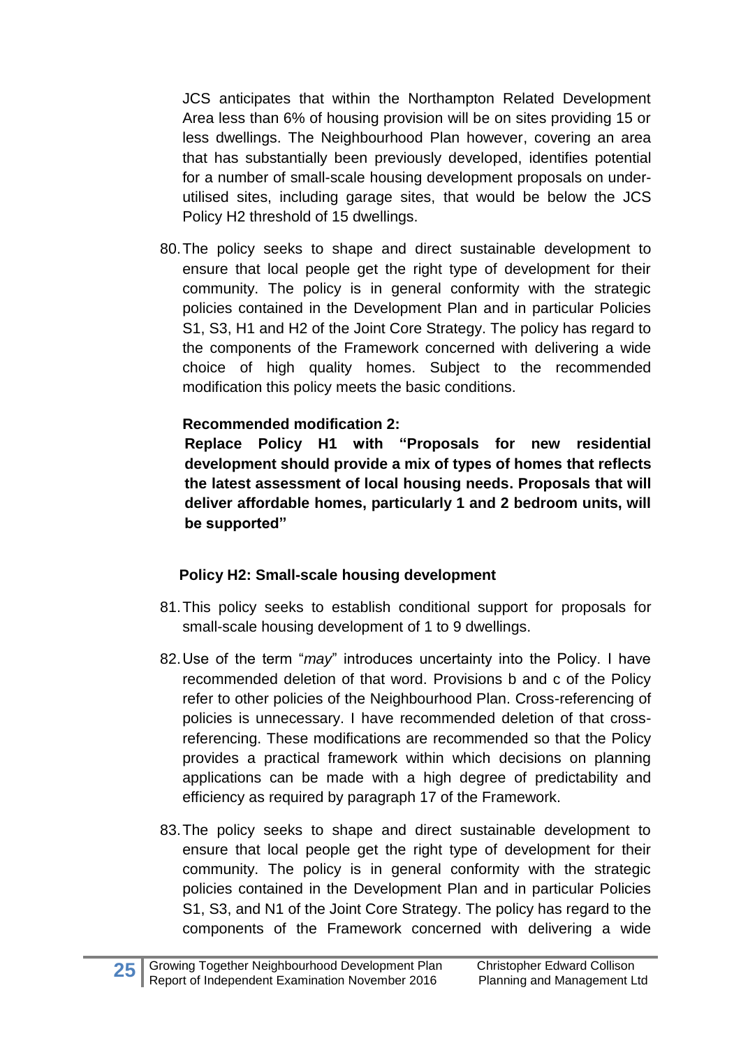JCS anticipates that within the Northampton Related Development Area less than 6% of housing provision will be on sites providing 15 or less dwellings. The Neighbourhood Plan however, covering an area that has substantially been previously developed, identifies potential for a number of small-scale housing development proposals on under-utilised sites, including garage sites, that would be below the JCS Policy H2 threshold of 15 dwellings.

80. The policy seeks to shape and direct sustainable development to ensure that local people get the right type of development for their community. The policy is in general conformity with the strategic policies contained in the Development Plan and in particular Policies S1, S3, H1 and H2 of the Joint Core Strategy. The policy has regard to the components of the Framework concerned with delivering a wide choice of high quality homes. Subject to the recommended modification this policy meets the basic conditions.

**Recommended modification 2:**
**Replace Policy H1 with "Proposals for new residential development should provide a mix of types of homes that reflects the latest assessment of local housing needs. Proposals that will deliver affordable homes, particularly 1 and 2 bedroom units, will be supported"**

**Policy H2: Small-scale housing development**

81. This policy seeks to establish conditional support for proposals for small-scale housing development of 1 to 9 dwellings.

82. Use of the term "*may*" introduces uncertainty into the Policy. I have recommended deletion of that word. Provisions b and c of the Policy refer to other policies of the Neighbourhood Plan. Cross-referencing of policies is unnecessary. I have recommended deletion of that cross-referencing. These modifications are recommended so that the Policy provides a practical framework within which decisions on planning applications can be made with a high degree of predictability and efficiency as required by paragraph 17 of the Framework.

83. The policy seeks to shape and direct sustainable development to ensure that local people get the right type of development for their community. The policy is in general conformity with the strategic policies contained in the Development Plan and in particular Policies S1, S3, and N1 of the Joint Core Strategy. The policy has regard to the components of the Framework concerned with delivering a wide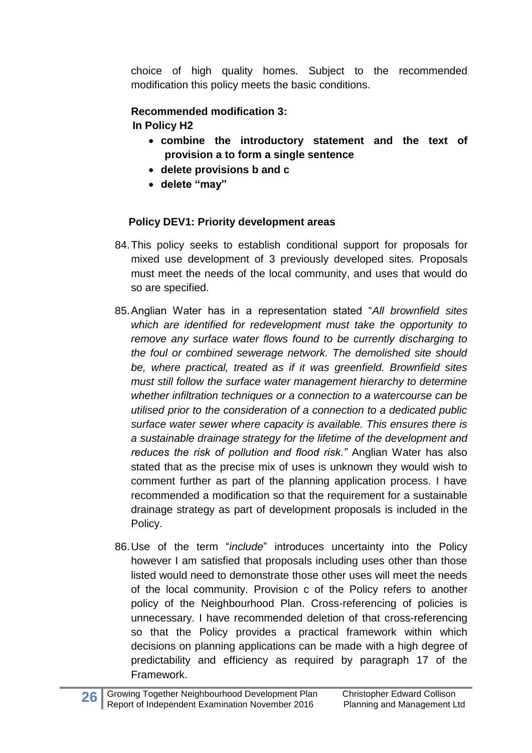choice of high quality homes. Subject to the recommended modification this policy meets the basic conditions.

**Recommended modification 3:**
**In Policy H2**

- **combine the introductory statement and the text of provision a to form a single sentence**
- **delete provisions b and c**
- **delete "may"**

**Policy DEV1: Priority development areas**

84. This policy seeks to establish conditional support for proposals for mixed use development of 3 previously developed sites. Proposals must meet the needs of the local community, and uses that would do so are specified.

85. Anglian Water has in a representation stated "*All brownfield sites which are identified for redevelopment must take the opportunity to remove any surface water flows found to be currently discharging to the foul or combined sewerage network. The demolished site should be, where practical, treated as if it was greenfield. Brownfield sites must still follow the surface water management hierarchy to determine whether infiltration techniques or a connection to a watercourse can be utilised prior to the consideration of a connection to a dedicated public surface water sewer where capacity is available. This ensures there is a sustainable drainage strategy for the lifetime of the development and reduces the risk of pollution and flood risk.*" Anglian Water has also stated that as the precise mix of uses is unknown they would wish to comment further as part of the planning application process. I have recommended a modification so that the requirement for a sustainable drainage strategy as part of development proposals is included in the Policy.

86. Use of the term "*include*" introduces uncertainty into the Policy however I am satisfied that proposals including uses other than those listed would need to demonstrate those other uses will meet the needs of the local community. Provision c of the Policy refers to another policy of the Neighbourhood Plan. Cross-referencing of policies is unnecessary. I have recommended deletion of that cross-referencing so that the Policy provides a practical framework within which decisions on planning applications can be made with a high degree of predictability and efficiency as required by paragraph 17 of the Framework.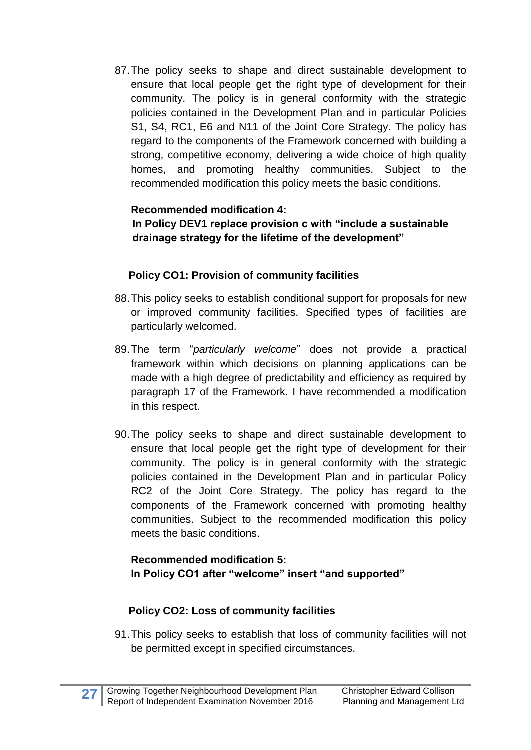87. The policy seeks to shape and direct sustainable development to ensure that local people get the right type of development for their community. The policy is in general conformity with the strategic policies contained in the Development Plan and in particular Policies S1, S4, RC1, E6 and N11 of the Joint Core Strategy. The policy has regard to the components of the Framework concerned with building a strong, competitive economy, delivering a wide choice of high quality homes, and promoting healthy communities. Subject to the recommended modification this policy meets the basic conditions.

**Recommended modification 4:**
**In Policy DEV1 replace provision c with "include a sustainable drainage strategy for the lifetime of the development"**

### Policy CO1: Provision of community facilities

88. This policy seeks to establish conditional support for proposals for new or improved community facilities. Specified types of facilities are particularly welcomed.

89. The term "*particularly welcome*" does not provide a practical framework within which decisions on planning applications can be made with a high degree of predictability and efficiency as required by paragraph 17 of the Framework. I have recommended a modification in this respect.

90. The policy seeks to shape and direct sustainable development to ensure that local people get the right type of development for their community. The policy is in general conformity with the strategic policies contained in the Development Plan and in particular Policy RC2 of the Joint Core Strategy. The policy has regard to the components of the Framework concerned with promoting healthy communities. Subject to the recommended modification this policy meets the basic conditions.

**Recommended modification 5:**
**In Policy CO1 after "welcome" insert "and supported"**

### Policy CO2: Loss of community facilities

91. This policy seeks to establish that loss of community facilities will not be permitted except in specified circumstances.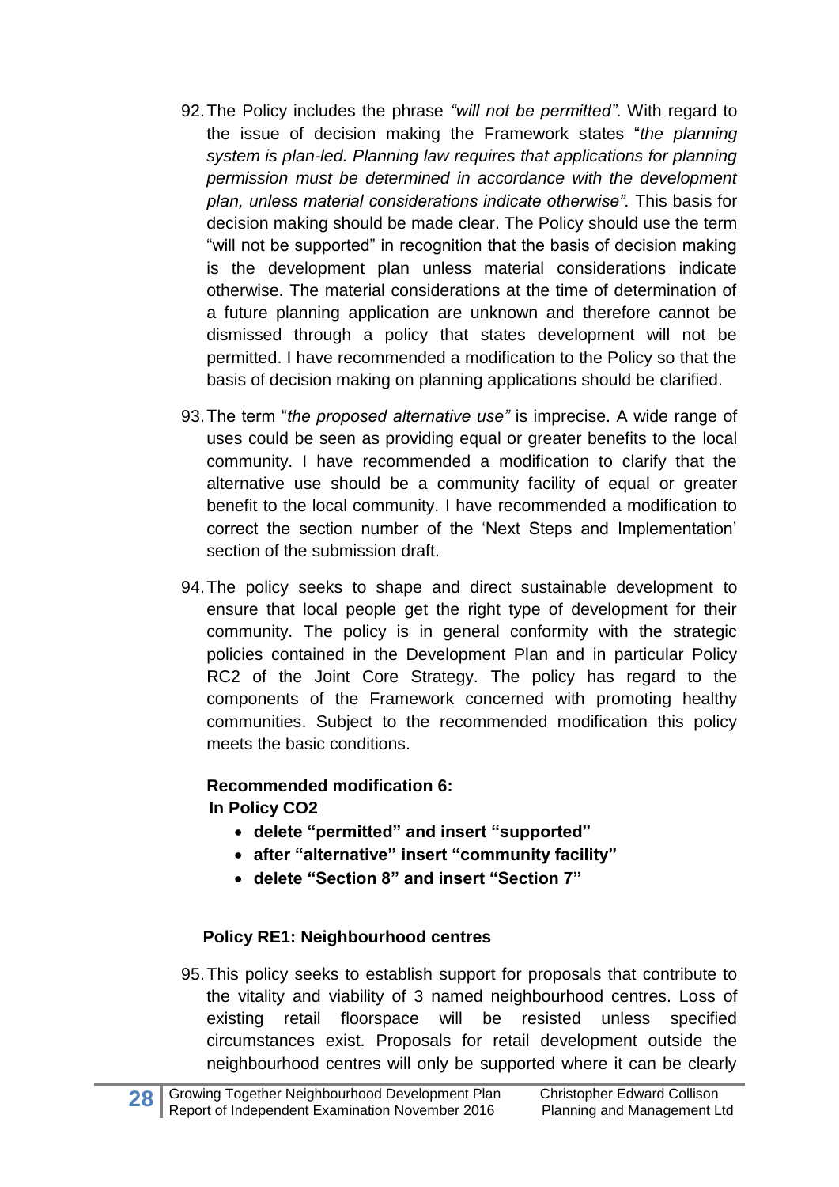92. The Policy includes the phrase *"will not be permitted"*. With regard to the issue of decision making the Framework states "*the planning system is plan-led. Planning law requires that applications for planning permission must be determined in accordance with the development plan, unless material considerations indicate otherwise".* This basis for decision making should be made clear. The Policy should use the term "will not be supported" in recognition that the basis of decision making is the development plan unless material considerations indicate otherwise. The material considerations at the time of determination of a future planning application are unknown and therefore cannot be dismissed through a policy that states development will not be permitted. I have recommended a modification to the Policy so that the basis of decision making on planning applications should be clarified.

93. The term "*the proposed alternative use"* is imprecise. A wide range of uses could be seen as providing equal or greater benefits to the local community. I have recommended a modification to clarify that the alternative use should be a community facility of equal or greater benefit to the local community. I have recommended a modification to correct the section number of the 'Next Steps and Implementation' section of the submission draft.

94. The policy seeks to shape and direct sustainable development to ensure that local people get the right type of development for their community. The policy is in general conformity with the strategic policies contained in the Development Plan and in particular Policy RC2 of the Joint Core Strategy. The policy has regard to the components of the Framework concerned with promoting healthy communities. Subject to the recommended modification this policy meets the basic conditions.

**Recommended modification 6:**
**In Policy CO2**

- **delete "permitted" and insert "supported"**
- **after "alternative" insert "community facility"**
- **delete "Section 8" and insert "Section 7"**

**Policy RE1: Neighbourhood centres**

95. This policy seeks to establish support for proposals that contribute to the vitality and viability of 3 named neighbourhood centres. Loss of existing retail floorspace will be resisted unless specified circumstances exist. Proposals for retail development outside the neighbourhood centres will only be supported where it can be clearly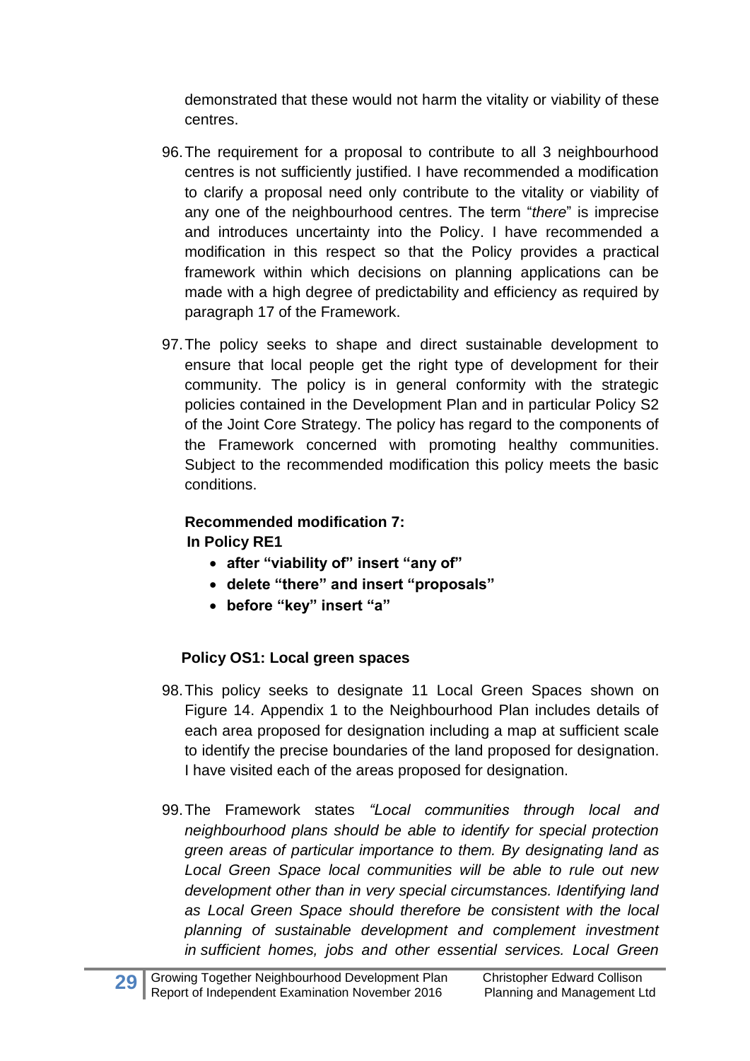demonstrated that these would not harm the vitality or viability of these centres.

96. The requirement for a proposal to contribute to all 3 neighbourhood centres is not sufficiently justified. I have recommended a modification to clarify a proposal need only contribute to the vitality or viability of any one of the neighbourhood centres. The term "*there*" is imprecise and introduces uncertainty into the Policy. I have recommended a modification in this respect so that the Policy provides a practical framework within which decisions on planning applications can be made with a high degree of predictability and efficiency as required by paragraph 17 of the Framework.

97. The policy seeks to shape and direct sustainable development to ensure that local people get the right type of development for their community. The policy is in general conformity with the strategic policies contained in the Development Plan and in particular Policy S2 of the Joint Core Strategy. The policy has regard to the components of the Framework concerned with promoting healthy communities. Subject to the recommended modification this policy meets the basic conditions.

**Recommended modification 7:**
**In Policy RE1**

- **after "viability of" insert "any of"**
- **delete "there" and insert "proposals"**
- **before "key" insert "a"**

**Policy OS1: Local green spaces**

98. This policy seeks to designate 11 Local Green Spaces shown on Figure 14. Appendix 1 to the Neighbourhood Plan includes details of each area proposed for designation including a map at sufficient scale to identify the precise boundaries of the land proposed for designation. I have visited each of the areas proposed for designation.

99. The Framework states *"Local communities through local and neighbourhood plans should be able to identify for special protection green areas of particular importance to them. By designating land as Local Green Space local communities will be able to rule out new development other than in very special circumstances. Identifying land as Local Green Space should therefore be consistent with the local planning of sustainable development and complement investment in sufficient homes, jobs and other essential services. Local Green*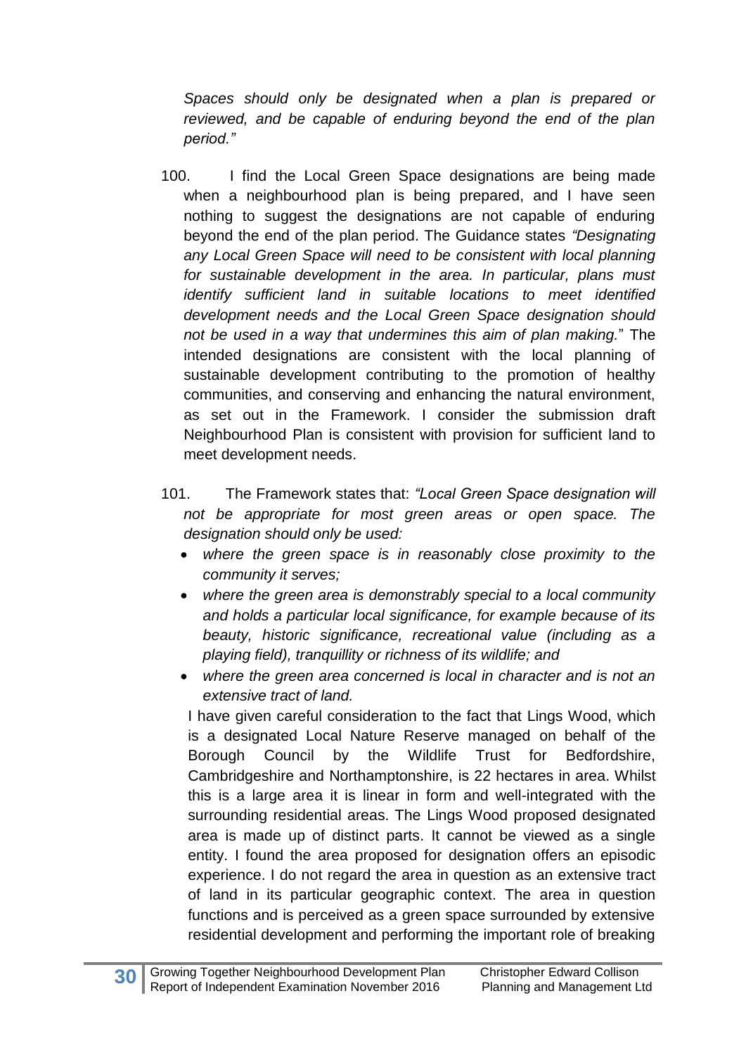*Spaces should only be designated when a plan is prepared or reviewed, and be capable of enduring beyond the end of the plan period."*

100. I find the Local Green Space designations are being made when a neighbourhood plan is being prepared, and I have seen nothing to suggest the designations are not capable of enduring beyond the end of the plan period. The Guidance states *"Designating any Local Green Space will need to be consistent with local planning for sustainable development in the area. In particular, plans must identify sufficient land in suitable locations to meet identified development needs and the Local Green Space designation should not be used in a way that undermines this aim of plan making.*" The intended designations are consistent with the local planning of sustainable development contributing to the promotion of healthy communities, and conserving and enhancing the natural environment, as set out in the Framework. I consider the submission draft Neighbourhood Plan is consistent with provision for sufficient land to meet development needs.

101. The Framework states that: *"Local Green Space designation will not be appropriate for most green areas or open space. The designation should only be used:*

- *where the green space is in reasonably close proximity to the community it serves;*
- *where the green area is demonstrably special to a local community and holds a particular local significance, for example because of its beauty, historic significance, recreational value (including as a playing field), tranquillity or richness of its wildlife; and*
- *where the green area concerned is local in character and is not an extensive tract of land.*

I have given careful consideration to the fact that Lings Wood, which is a designated Local Nature Reserve managed on behalf of the Borough Council by the Wildlife Trust for Bedfordshire, Cambridgeshire and Northamptonshire, is 22 hectares in area. Whilst this is a large area it is linear in form and well-integrated with the surrounding residential areas. The Lings Wood proposed designated area is made up of distinct parts. It cannot be viewed as a single entity. I found the area proposed for designation offers an episodic experience. I do not regard the area in question as an extensive tract of land in its particular geographic context. The area in question functions and is perceived as a green space surrounded by extensive residential development and performing the important role of breaking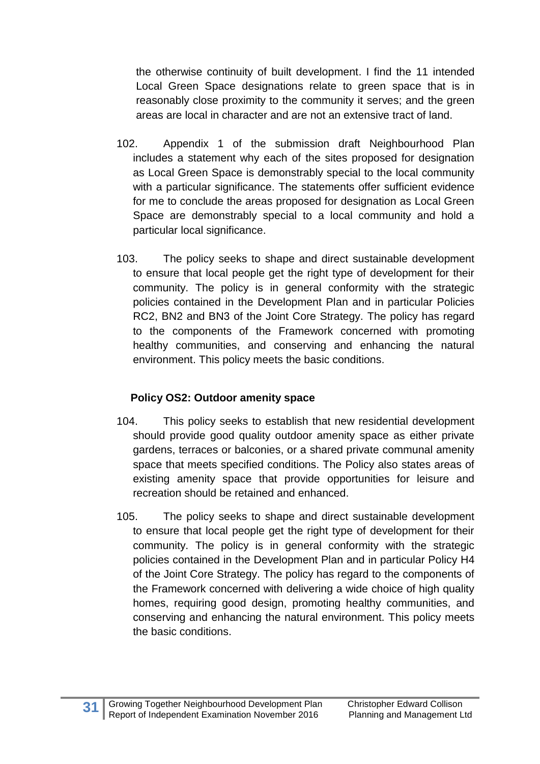the otherwise continuity of built development. I find the 11 intended Local Green Space designations relate to green space that is in reasonably close proximity to the community it serves; and the green areas are local in character and are not an extensive tract of land.

102. Appendix 1 of the submission draft Neighbourhood Plan includes a statement why each of the sites proposed for designation as Local Green Space is demonstrably special to the local community with a particular significance. The statements offer sufficient evidence for me to conclude the areas proposed for designation as Local Green Space are demonstrably special to a local community and hold a particular local significance.

103. The policy seeks to shape and direct sustainable development to ensure that local people get the right type of development for their community. The policy is in general conformity with the strategic policies contained in the Development Plan and in particular Policies RC2, BN2 and BN3 of the Joint Core Strategy. The policy has regard to the components of the Framework concerned with promoting healthy communities, and conserving and enhancing the natural environment. This policy meets the basic conditions.

**Policy OS2: Outdoor amenity space**

104. This policy seeks to establish that new residential development should provide good quality outdoor amenity space as either private gardens, terraces or balconies, or a shared private communal amenity space that meets specified conditions. The Policy also states areas of existing amenity space that provide opportunities for leisure and recreation should be retained and enhanced.

105. The policy seeks to shape and direct sustainable development to ensure that local people get the right type of development for their community. The policy is in general conformity with the strategic policies contained in the Development Plan and in particular Policy H4 of the Joint Core Strategy. The policy has regard to the components of the Framework concerned with delivering a wide choice of high quality homes, requiring good design, promoting healthy communities, and conserving and enhancing the natural environment. This policy meets the basic conditions.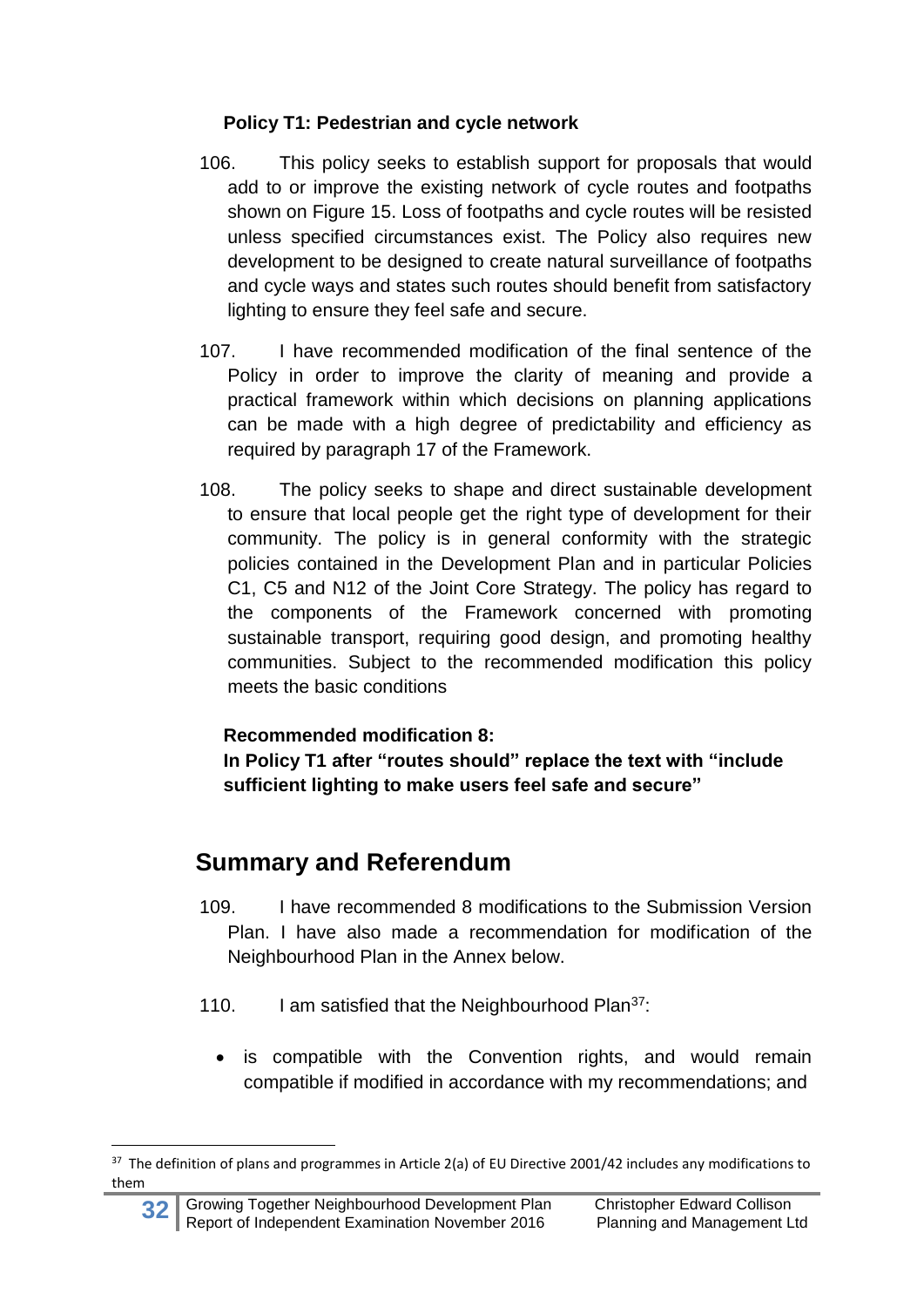### Policy T1: Pedestrian and cycle network

106. This policy seeks to establish support for proposals that would add to or improve the existing network of cycle routes and footpaths shown on Figure 15. Loss of footpaths and cycle routes will be resisted unless specified circumstances exist. The Policy also requires new development to be designed to create natural surveillance of footpaths and cycle ways and states such routes should benefit from satisfactory lighting to ensure they feel safe and secure.

107. I have recommended modification of the final sentence of the Policy in order to improve the clarity of meaning and provide a practical framework within which decisions on planning applications can be made with a high degree of predictability and efficiency as required by paragraph 17 of the Framework.

108. The policy seeks to shape and direct sustainable development to ensure that local people get the right type of development for their community. The policy is in general conformity with the strategic policies contained in the Development Plan and in particular Policies C1, C5 and N12 of the Joint Core Strategy. The policy has regard to the components of the Framework concerned with promoting sustainable transport, requiring good design, and promoting healthy communities. Subject to the recommended modification this policy meets the basic conditions

**Recommended modification 8:**
**In Policy T1 after "routes should" replace the text with "include sufficient lighting to make users feel safe and secure"**

## Summary and Referendum

109. I have recommended 8 modifications to the Submission Version Plan. I have also made a recommendation for modification of the Neighbourhood Plan in the Annex below.

110. I am satisfied that the Neighbourhood Plan[37]:

- is compatible with the Convention rights, and would remain compatible if modified in accordance with my recommendations; and

[37] The definition of plans and programmes in Article 2(a) of EU Directive 2001/42 includes any modifications to them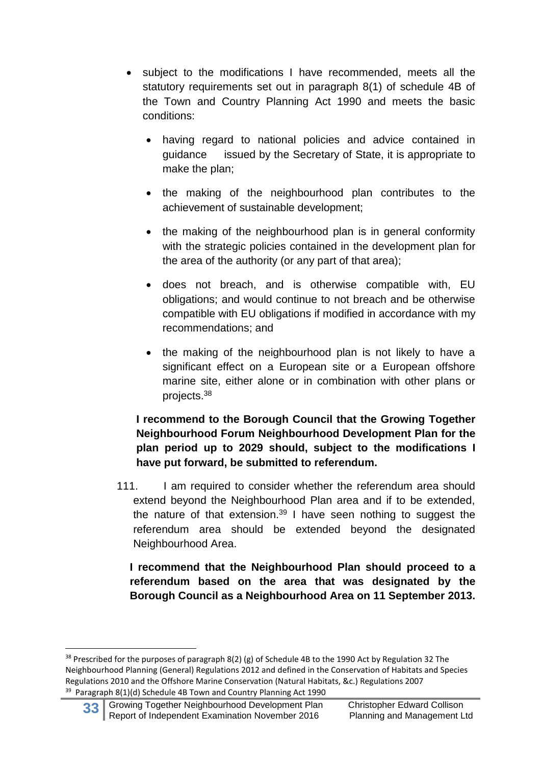- subject to the modifications I have recommended, meets all the statutory requirements set out in paragraph 8(1) of schedule 4B of the Town and Country Planning Act 1990 and meets the basic conditions:
  - having regard to national policies and advice contained in guidance issued by the Secretary of State, it is appropriate to make the plan;
  - the making of the neighbourhood plan contributes to the achievement of sustainable development;
  - the making of the neighbourhood plan is in general conformity with the strategic policies contained in the development plan for the area of the authority (or any part of that area);
  - does not breach, and is otherwise compatible with, EU obligations; and would continue to not breach and be otherwise compatible with EU obligations if modified in accordance with my recommendations; and
  - the making of the neighbourhood plan is not likely to have a significant effect on a European site or a European offshore marine site, either alone or in combination with other plans or projects.[38]

**I recommend to the Borough Council that the Growing Together Neighbourhood Forum Neighbourhood Development Plan for the plan period up to 2029 should, subject to the modifications I have put forward, be submitted to referendum.**

111. I am required to consider whether the referendum area should extend beyond the Neighbourhood Plan area and if to be extended, the nature of that extension.[39] I have seen nothing to suggest the referendum area should be extended beyond the designated Neighbourhood Area.

**I recommend that the Neighbourhood Plan should proceed to a referendum based on the area that was designated by the Borough Council as a Neighbourhood Area on 11 September 2013.**

---

[38] Prescribed for the purposes of paragraph 8(2) (g) of Schedule 4B to the 1990 Act by Regulation 32 The Neighbourhood Planning (General) Regulations 2012 and defined in the Conservation of Habitats and Species Regulations 2010 and the Offshore Marine Conservation (Natural Habitats, &c.) Regulations 2007

[39] Paragraph 8(1)(d) Schedule 4B Town and Country Planning Act 1990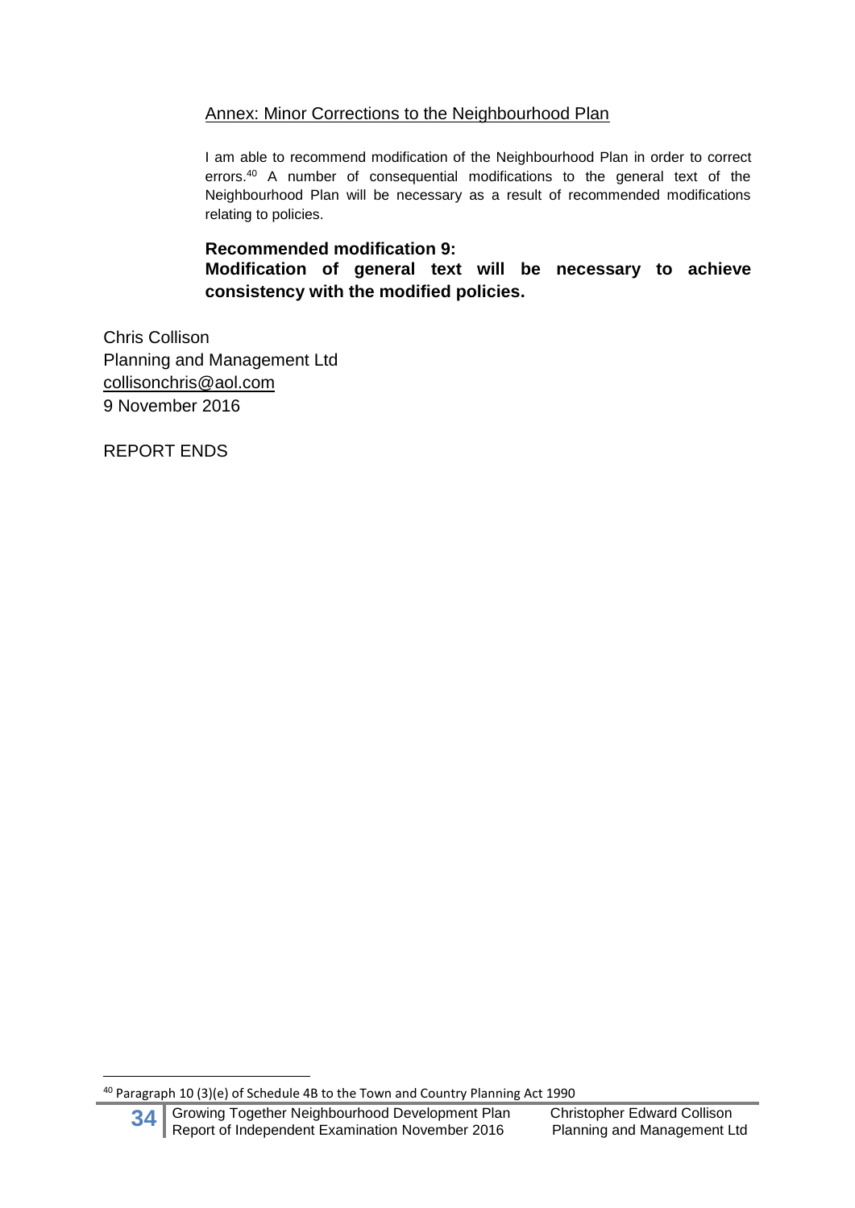## Annex: Minor Corrections to the Neighbourhood Plan

I am able to recommend modification of the Neighbourhood Plan in order to correct errors.[40] A number of consequential modifications to the general text of the Neighbourhood Plan will be necessary as a result of recommended modifications relating to policies.

**Recommended modification 9:**
**Modification of general text will be necessary to achieve consistency with the modified policies.**

Chris Collison
Planning and Management Ltd
collisonchris@aol.com
9 November 2016

REPORT ENDS

[40] Paragraph 10 (3)(e) of Schedule 4B to the Town and Country Planning Act 1990